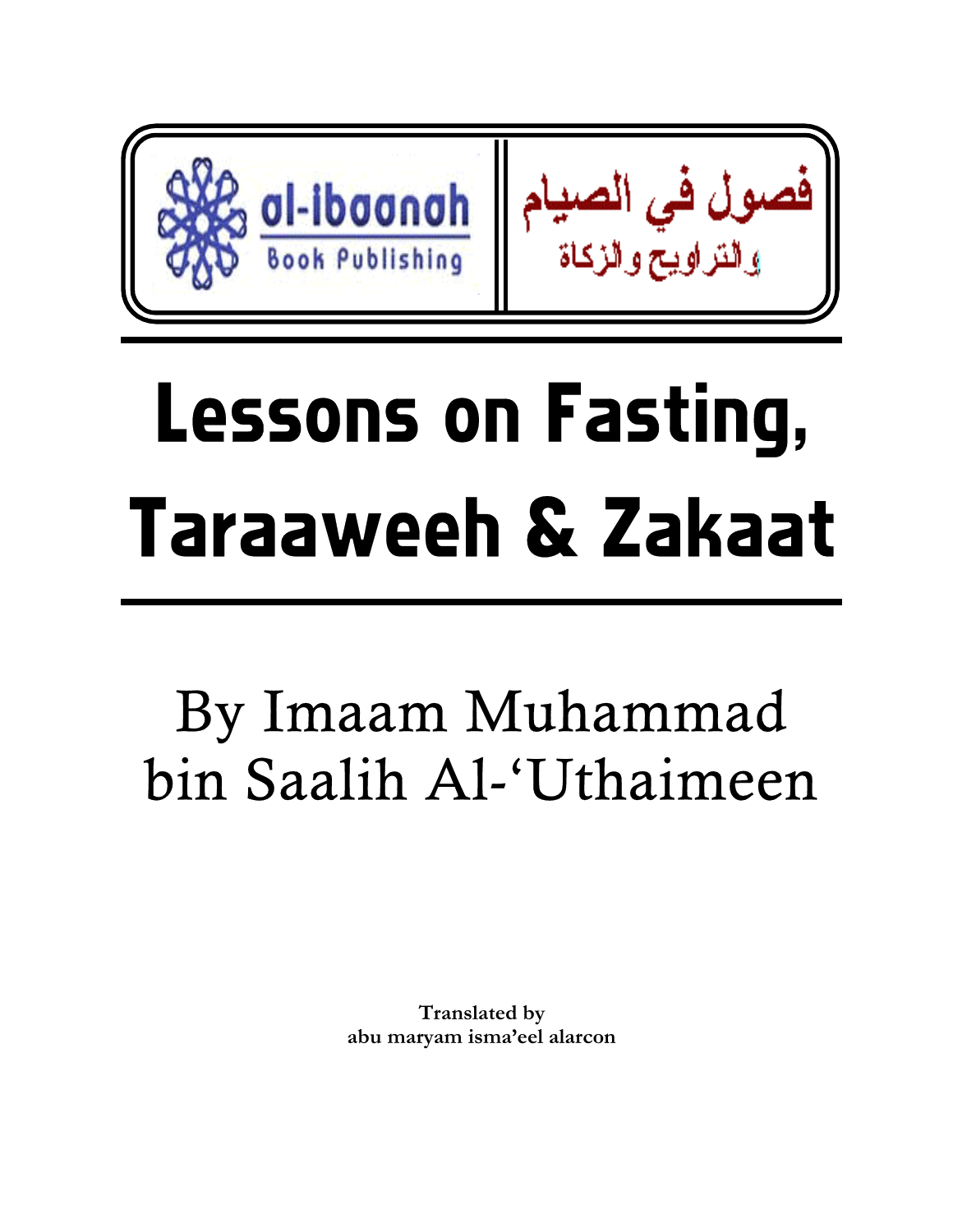al-ibaanah Book Publishing

فصول في الصيام والتراويح والزكاة

# Lessons on Fasting, Taraaweeh & Zakaat

By Imaam Muhammad bin Saalih Al-'Uthaimeen

**Translated by**
**abu maryam isma'eel alarcon**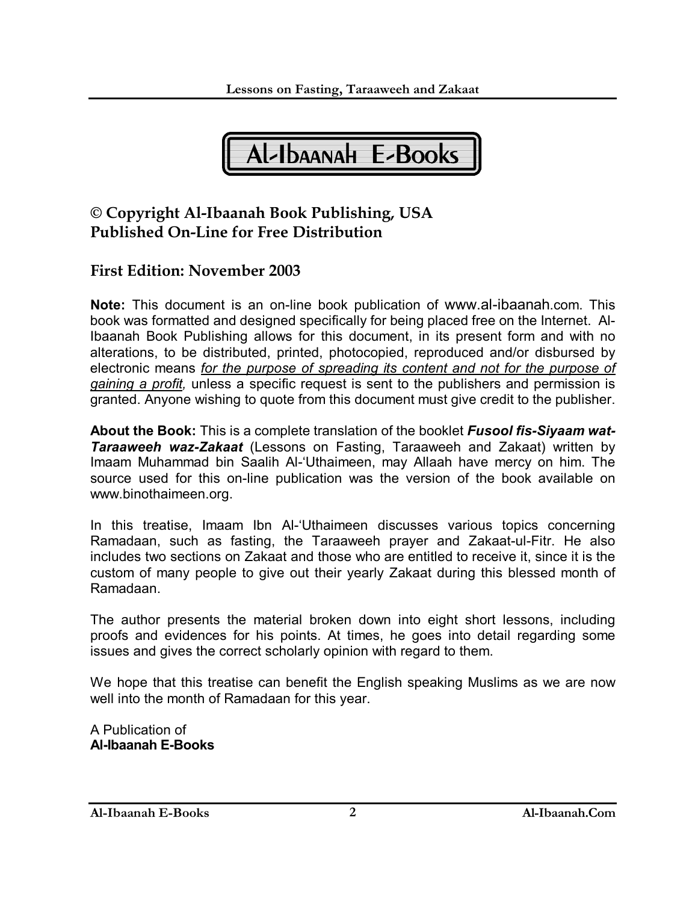Al-Ibaanah E-Books

**© Copyright Al-Ibaanah Book Publishing, USA**
**Published On-Line for Free Distribution**

**First Edition: November 2003**

**Note:** This document is an on-line book publication of www.al-ibaanah.com. This book was formatted and designed specifically for being placed free on the Internet. Al-Ibaanah Book Publishing allows for this document, in its present form and with no alterations, to be distributed, printed, photocopied, reproduced and/or disbursed by electronic means *for the purpose of spreading its content and not for the purpose of gaining a profit,* unless a specific request is sent to the publishers and permission is granted. Anyone wishing to quote from this document must give credit to the publisher.

**About the Book:** This is a complete translation of the booklet ***Fusool fis-Siyaam wat-Taraaweeh waz-Zakaat*** (Lessons on Fasting, Taraaweeh and Zakaat) written by Imaam Muhammad bin Saalih Al-'Uthaimeen, may Allaah have mercy on him. The source used for this on-line publication was the version of the book available on www.binothaimeen.org.

In this treatise, Imaam Ibn Al-'Uthaimeen discusses various topics concerning Ramadaan, such as fasting, the Taraaweeh prayer and Zakaat-ul-Fitr. He also includes two sections on Zakaat and those who are entitled to receive it, since it is the custom of many people to give out their yearly Zakaat during this blessed month of Ramadaan.

The author presents the material broken down into eight short lessons, including proofs and evidences for his points. At times, he goes into detail regarding some issues and gives the correct scholarly opinion with regard to them.

We hope that this treatise can benefit the English speaking Muslims as we are now well into the month of Ramadaan for this year.

A Publication of
**Al-Ibaanah E-Books**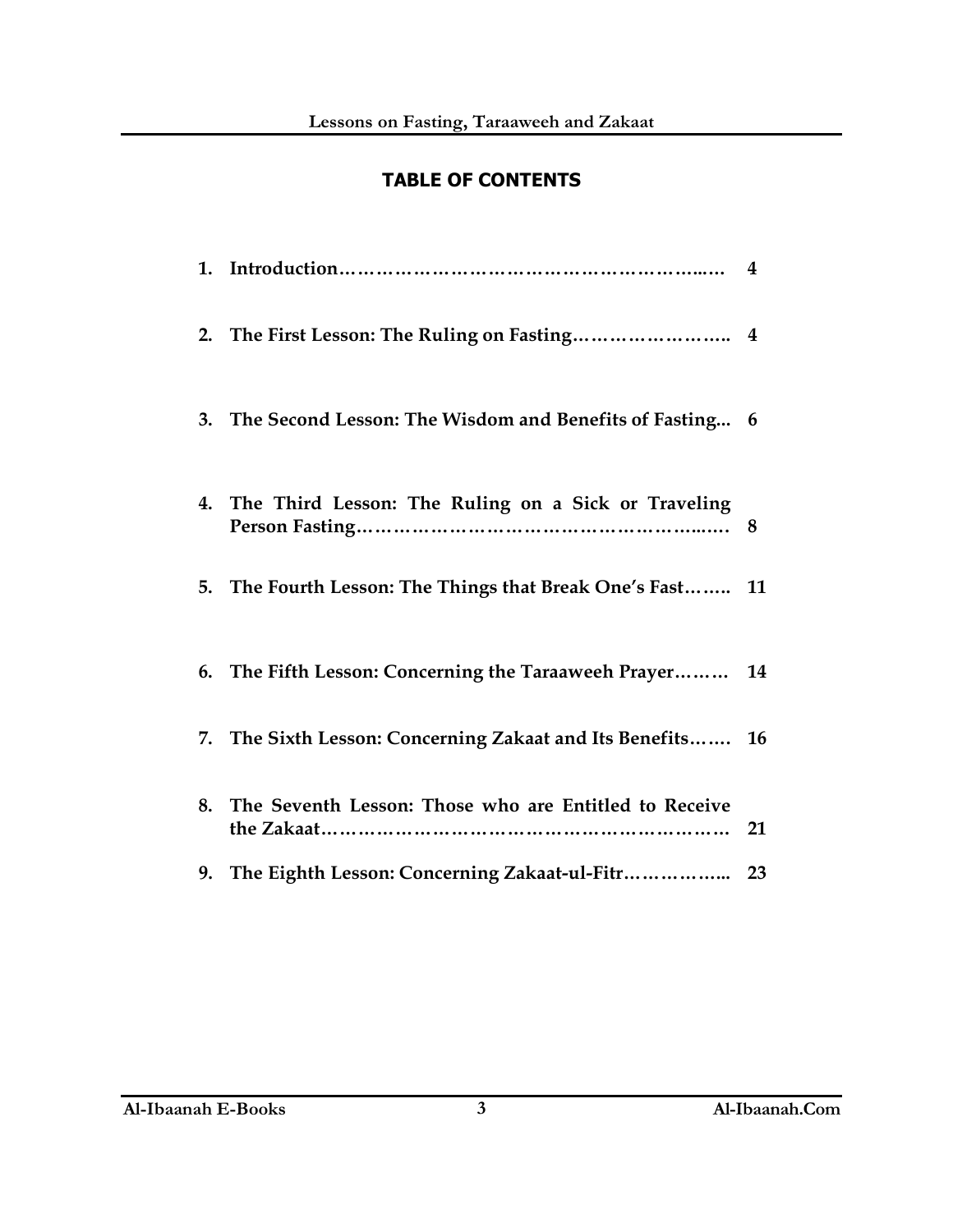## TABLE OF CONTENTS

1. **Introduction……………………………………………………..… 4**
2. **The First Lesson: The Ruling on Fasting…………………….. 4**
3. **The Second Lesson: The Wisdom and Benefits of Fasting... 6**
4. **The Third Lesson: The Ruling on a Sick or Traveling Person Fasting……………………………………………..…. 8**
5. **The Fourth Lesson: The Things that Break One's Fast…….. 11**
6. **The Fifth Lesson: Concerning the Taraaweeh Prayer……… 14**
7. **The Sixth Lesson: Concerning Zakaat and Its Benefits……. 16**
8. **The Seventh Lesson: Those who are Entitled to Receive the Zakaat……………………………………………………… 21**
9. **The Eighth Lesson: Concerning Zakaat-ul-Fitr…………….. 23**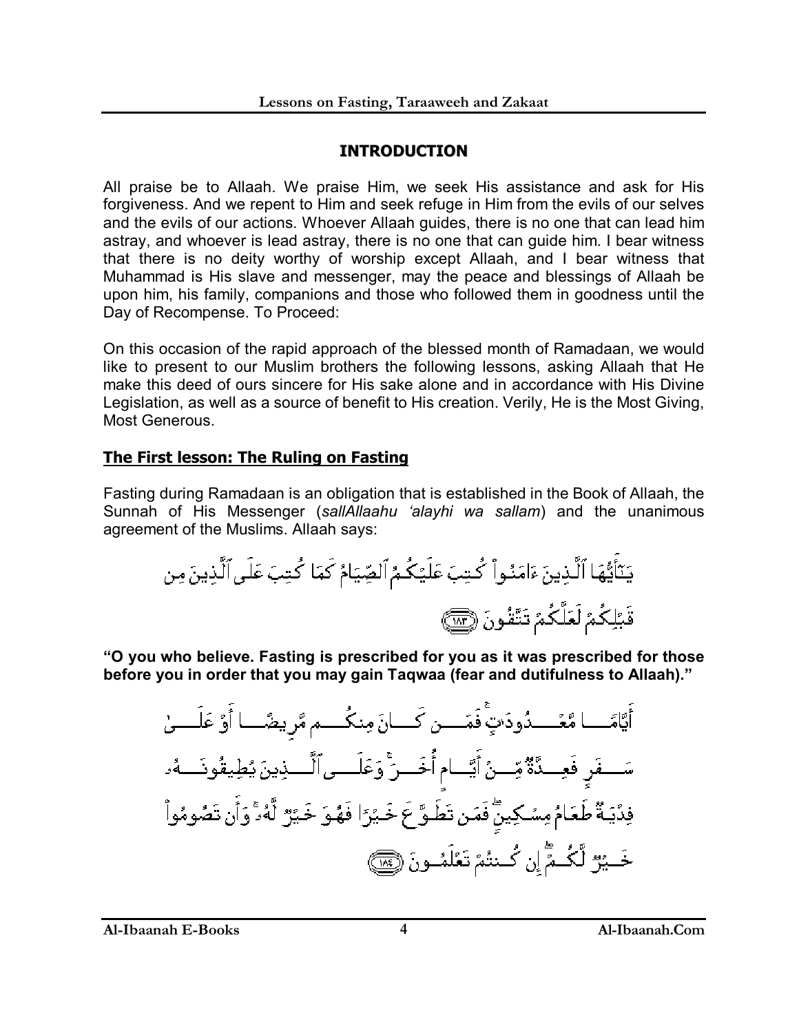## INTRODUCTION

All praise be to Allaah. We praise Him, we seek His assistance and ask for His forgiveness. And we repent to Him and seek refuge in Him from the evils of our selves and the evils of our actions. Whoever Allaah guides, there is no one that can lead him astray, and whoever is lead astray, there is no one that can guide him. I bear witness that there is no deity worthy of worship except Allaah, and I bear witness that Muhammad is His slave and messenger, may the peace and blessings of Allaah be upon him, his family, companions and those who followed them in goodness until the Day of Recompense. To Proceed:

On this occasion of the rapid approach of the blessed month of Ramadaan, we would like to present to our Muslim brothers the following lessons, asking Allaah that He make this deed of ours sincere for His sake alone and in accordance with His Divine Legislation, as well as a source of benefit to His creation. Verily, He is the Most Giving, Most Generous.

### The First lesson: The Ruling on Fasting

Fasting during Ramadaan is an obligation that is established in the Book of Allaah, the Sunnah of His Messenger (*sallAllaahu 'alayhi wa sallam*) and the unanimous agreement of the Muslims. Allaah says:

يَٰٓأَيُّهَا ٱلَّذِينَ ءَامَنُوا۟ كُتِبَ عَلَيْكُمُ ٱلصِّيَامُ كَمَا كُتِبَ عَلَى ٱلَّذِينَ مِن قَبْلِكُمْ لَعَلَّكُمْ تَتَّقُونَ ﴿١٨٣﴾

**"O you who believe. Fasting is prescribed for you as it was prescribed for those before you in order that you may gain Taqwaa (fear and dutifulness to Allaah)."**

أَيَّامًا مَّعْدُودَٰتٍ ۚ فَمَن كَانَ مِنكُم مَّرِيضًا أَوْ عَلَىٰ سَفَرٍ فَعِدَّةٌ مِّنْ أَيَّامٍ أُخَرَ ۚ وَعَلَى ٱلَّذِينَ يُطِيقُونَهُۥ فِدْيَةٌ طَعَامُ مِسْكِينٍ ۖ فَمَن تَطَوَّعَ خَيْرًا فَهُوَ خَيْرٌ لَّهُۥ ۚ وَأَن تَصُومُوا۟ خَيْرٌ لَّكُمْ ۖ إِن كُنتُمْ تَعْلَمُونَ ﴿١٨٤﴾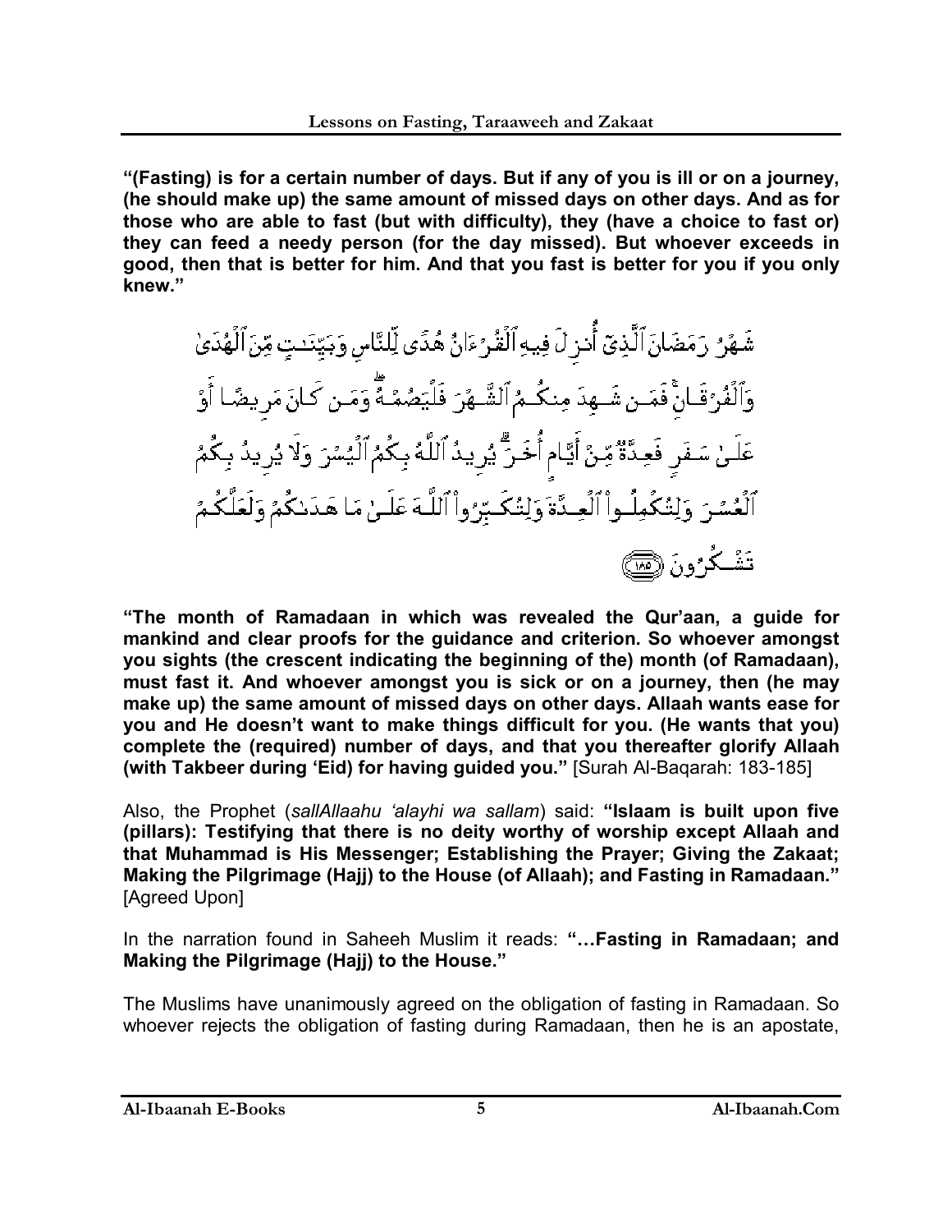**"(Fasting) is for a certain number of days. But if any of you is ill or on a journey, (he should make up) the same amount of missed days on other days. And as for those who are able to fast (but with difficulty), they (have a choice to fast or) they can feed a needy person (for the day missed). But whoever exceeds in good, then that is better for him. And that you fast is better for you if you only knew."**

شَهْرُ رَمَضَانَ ٱلَّذِيٓ أُنزِلَ فِيهِ ٱلْقُرْءَانُ هُدًى لِّلنَّاسِ وَبَيِّنَٰتٍ مِّنَ ٱلْهُدَىٰ وَٱلْفُرْقَانِ ۚ فَمَن شَهِدَ مِنكُمُ ٱلشَّهْرَ فَلْيَصُمْهُ ۖ وَمَن كَانَ مَرِيضًا أَوْ عَلَىٰ سَفَرٍ فَعِدَّةٌ مِّنْ أَيَّامٍ أُخَرَ ۗ يُرِيدُ ٱللَّهُ بِكُمُ ٱلْيُسْرَ وَلَا يُرِيدُ بِكُمُ ٱلْعُسْرَ وَلِتُكْمِلُوا۟ ٱلْعِدَّةَ وَلِتُكَبِّرُوا۟ ٱللَّهَ عَلَىٰ مَا هَدَىٰكُمْ وَلَعَلَّكُمْ تَشْكُرُونَ ﴿١٨٥﴾

**"The month of Ramadaan in which was revealed the Qur'aan, a guide for mankind and clear proofs for the guidance and criterion. So whoever amongst you sights (the crescent indicating the beginning of the) month (of Ramadaan), must fast it. And whoever amongst you is sick or on a journey, then (he may make up) the same amount of missed days on other days. Allaah wants ease for you and He doesn't want to make things difficult for you. (He wants that you) complete the (required) number of days, and that you thereafter glorify Allaah (with Takbeer during 'Eid) for having guided you."** [Surah Al-Baqarah: 183-185]

Also, the Prophet (*sallAllaahu 'alayhi wa sallam*) said: **"Islaam is built upon five (pillars): Testifying that there is no deity worthy of worship except Allaah and that Muhammad is His Messenger; Establishing the Prayer; Giving the Zakaat; Making the Pilgrimage (Hajj) to the House (of Allaah); and Fasting in Ramadaan."** [Agreed Upon]

In the narration found in Saheeh Muslim it reads: **"…Fasting in Ramadaan; and Making the Pilgrimage (Hajj) to the House."**

The Muslims have unanimously agreed on the obligation of fasting in Ramadaan. So whoever rejects the obligation of fasting during Ramadaan, then he is an apostate,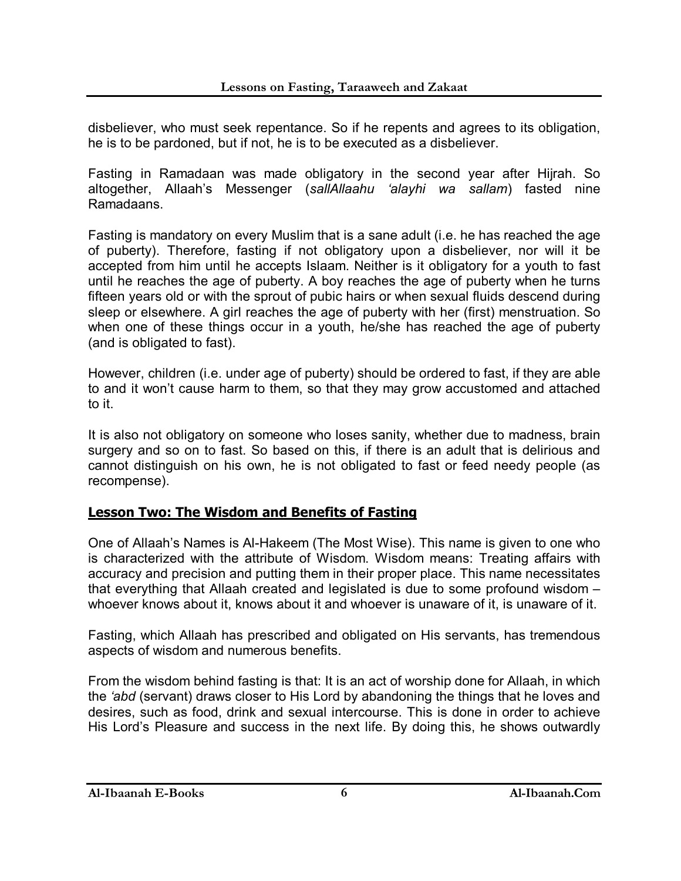disbeliever, who must seek repentance. So if he repents and agrees to its obligation, he is to be pardoned, but if not, he is to be executed as a disbeliever.

Fasting in Ramadaan was made obligatory in the second year after Hijrah. So altogether, Allaah's Messenger (*sallAllaahu 'alayhi wa sallam*) fasted nine Ramadaans.

Fasting is mandatory on every Muslim that is a sane adult (i.e. he has reached the age of puberty). Therefore, fasting if not obligatory upon a disbeliever, nor will it be accepted from him until he accepts Islaam. Neither is it obligatory for a youth to fast until he reaches the age of puberty. A boy reaches the age of puberty when he turns fifteen years old or with the sprout of pubic hairs or when sexual fluids descend during sleep or elsewhere. A girl reaches the age of puberty with her (first) menstruation. So when one of these things occur in a youth, he/she has reached the age of puberty (and is obligated to fast).

However, children (i.e. under age of puberty) should be ordered to fast, if they are able to and it won't cause harm to them, so that they may grow accustomed and attached to it.

It is also not obligatory on someone who loses sanity, whether due to madness, brain surgery and so on to fast. So based on this, if there is an adult that is delirious and cannot distinguish on his own, he is not obligated to fast or feed needy people (as recompense).

## Lesson Two: The Wisdom and Benefits of Fasting

One of Allaah's Names is Al-Hakeem (The Most Wise). This name is given to one who is characterized with the attribute of Wisdom. Wisdom means: Treating affairs with accuracy and precision and putting them in their proper place. This name necessitates that everything that Allaah created and legislated is due to some profound wisdom – whoever knows about it, knows about it and whoever is unaware of it, is unaware of it.

Fasting, which Allaah has prescribed and obligated on His servants, has tremendous aspects of wisdom and numerous benefits.

From the wisdom behind fasting is that: It is an act of worship done for Allaah, in which the *'abd* (servant) draws closer to His Lord by abandoning the things that he loves and desires, such as food, drink and sexual intercourse. This is done in order to achieve His Lord's Pleasure and success in the next life. By doing this, he shows outwardly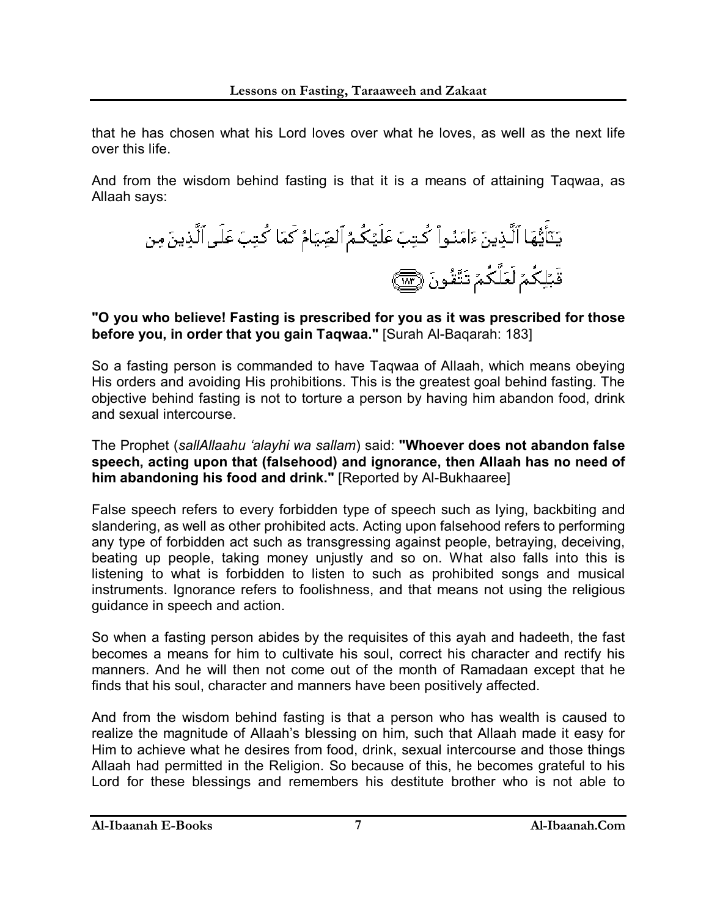that he has chosen what his Lord loves over what he loves, as well as the next life over this life.

And from the wisdom behind fasting is that it is a means of attaining Taqwaa, as Allaah says:

يَٰٓأَيُّهَا ٱلَّذِينَ ءَامَنُوا۟ كُتِبَ عَلَيْكُمُ ٱلصِّيَامُ كَمَا كُتِبَ عَلَى ٱلَّذِينَ مِن قَبْلِكُمْ لَعَلَّكُمْ تَتَّقُونَ ﴿١٨٣﴾

**"O you who believe! Fasting is prescribed for you as it was prescribed for those before you, in order that you gain Taqwaa."** [Surah Al-Baqarah: 183]

So a fasting person is commanded to have Taqwaa of Allaah, which means obeying His orders and avoiding His prohibitions. This is the greatest goal behind fasting. The objective behind fasting is not to torture a person by having him abandon food, drink and sexual intercourse.

The Prophet (*sallAllaahu 'alayhi wa sallam*) said: **"Whoever does not abandon false speech, acting upon that (falsehood) and ignorance, then Allaah has no need of him abandoning his food and drink."** [Reported by Al-Bukhaaree]

False speech refers to every forbidden type of speech such as lying, backbiting and slandering, as well as other prohibited acts. Acting upon falsehood refers to performing any type of forbidden act such as transgressing against people, betraying, deceiving, beating up people, taking money unjustly and so on. What also falls into this is listening to what is forbidden to listen to such as prohibited songs and musical instruments. Ignorance refers to foolishness, and that means not using the religious guidance in speech and action.

So when a fasting person abides by the requisites of this ayah and hadeeth, the fast becomes a means for him to cultivate his soul, correct his character and rectify his manners. And he will then not come out of the month of Ramadaan except that he finds that his soul, character and manners have been positively affected.

And from the wisdom behind fasting is that a person who has wealth is caused to realize the magnitude of Allaah's blessing on him, such that Allaah made it easy for Him to achieve what he desires from food, drink, sexual intercourse and those things Allaah had permitted in the Religion. So because of this, he becomes grateful to his Lord for these blessings and remembers his destitute brother who is not able to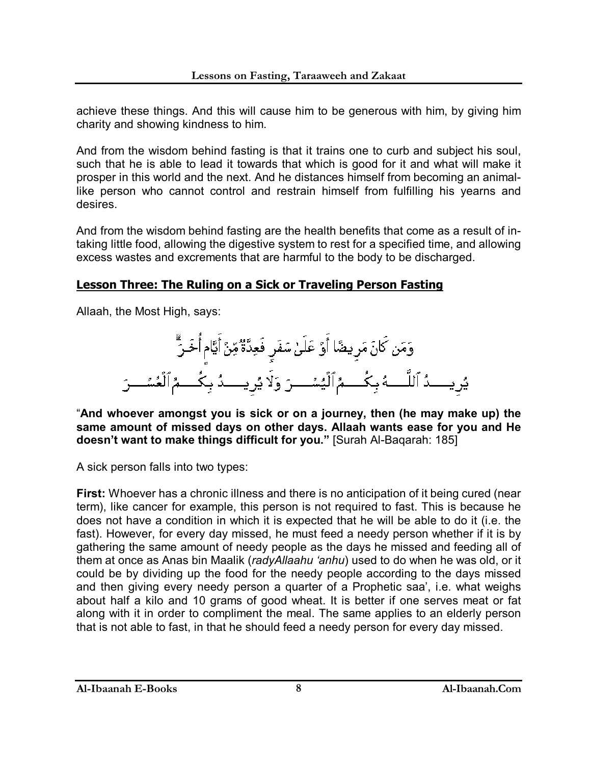achieve these things. And this will cause him to be generous with him, by giving him charity and showing kindness to him.

And from the wisdom behind fasting is that it trains one to curb and subject his soul, such that he is able to lead it towards that which is good for it and what will make it prosper in this world and the next. And he distances himself from becoming an animal-like person who cannot control and restrain himself from fulfilling his yearns and desires.

And from the wisdom behind fasting are the health benefits that come as a result of in-taking little food, allowing the digestive system to rest for a specified time, and allowing excess wastes and excrements that are harmful to the body to be discharged.

## Lesson Three: The Ruling on a Sick or Traveling Person Fasting

Allaah, the Most High, says:

وَمَن كَانَ مَرِيضًا أَوْ عَلَىٰ سَفَرٍ فَعِدَّةٌ مِّنْ أَيَّامٍ أُخَرَ ۗ
يُرِيدُ ٱللَّهُ بِكُمُ ٱلْيُسْرَ وَلَا يُرِيدُ بِكُمُ ٱلْعُسْرَ

"**And whoever amongst you is sick or on a journey, then (he may make up) the same amount of missed days on other days. Allaah wants ease for you and He doesn't want to make things difficult for you.**" [Surah Al-Baqarah: 185]

A sick person falls into two types:

**First:** Whoever has a chronic illness and there is no anticipation of it being cured (near term), like cancer for example, this person is not required to fast. This is because he does not have a condition in which it is expected that he will be able to do it (i.e. the fast). However, for every day missed, he must feed a needy person whether if it is by gathering the same amount of needy people as the days he missed and feeding all of them at once as Anas bin Maalik (*radyAllaahu 'anhu*) used to do when he was old, or it could be by dividing up the food for the needy people according to the days missed and then giving every needy person a quarter of a Prophetic saa', i.e. what weighs about half a kilo and 10 grams of good wheat. It is better if one serves meat or fat along with it in order to compliment the meal. The same applies to an elderly person that is not able to fast, in that he should feed a needy person for every day missed.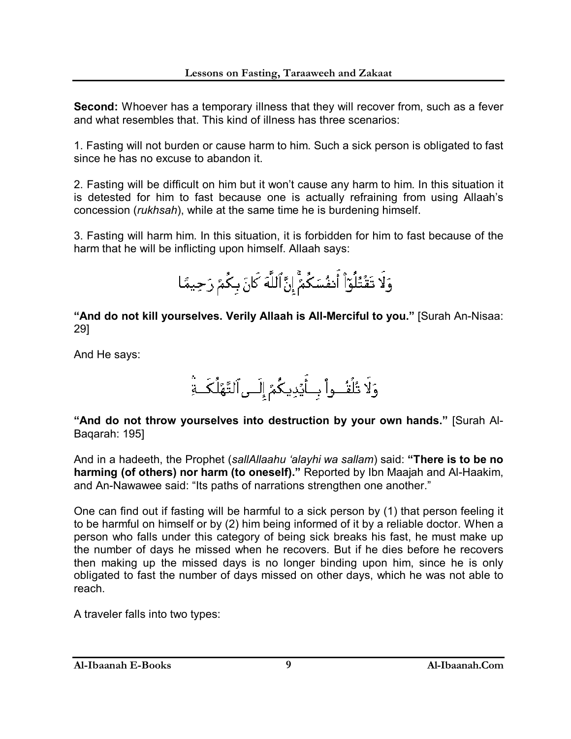**Second:** Whoever has a temporary illness that they will recover from, such as a fever and what resembles that. This kind of illness has three scenarios:

1. Fasting will not burden or cause harm to him. Such a sick person is obligated to fast since he has no excuse to abandon it.

2. Fasting will be difficult on him but it won't cause any harm to him. In this situation it is detested for him to fast because one is actually refraining from using Allaah's concession (*rukhsah*), while at the same time he is burdening himself.

3. Fasting will harm him. In this situation, it is forbidden for him to fast because of the harm that he will be inflicting upon himself. Allaah says:

وَلَا تَقْتُلُوٓاْ أَنفُسَكُمْۚ إِنَّ ٱللَّهَ كَانَ بِكُمْ رَحِيمًا

**"And do not kill yourselves. Verily Allaah is All-Merciful to you."** [Surah An-Nisaa: 29]

And He says:

وَلَا تُلْقُواْ بِأَيْدِيكُمْ إِلَى ٱلتَّهْلُكَةِۛ

**"And do not throw yourselves into destruction by your own hands."** [Surah Al-Baqarah: 195]

And in a hadeeth, the Prophet (*sallAllaahu 'alayhi wa sallam*) said: **"There is to be no harming (of others) nor harm (to oneself)."** Reported by Ibn Maajah and Al-Haakim, and An-Nawawee said: "Its paths of narrations strengthen one another."

One can find out if fasting will be harmful to a sick person by (1) that person feeling it to be harmful on himself or by (2) him being informed of it by a reliable doctor. When a person who falls under this category of being sick breaks his fast, he must make up the number of days he missed when he recovers. But if he dies before he recovers then making up the missed days is no longer binding upon him, since he is only obligated to fast the number of days missed on other days, which he was not able to reach.

A traveler falls into two types: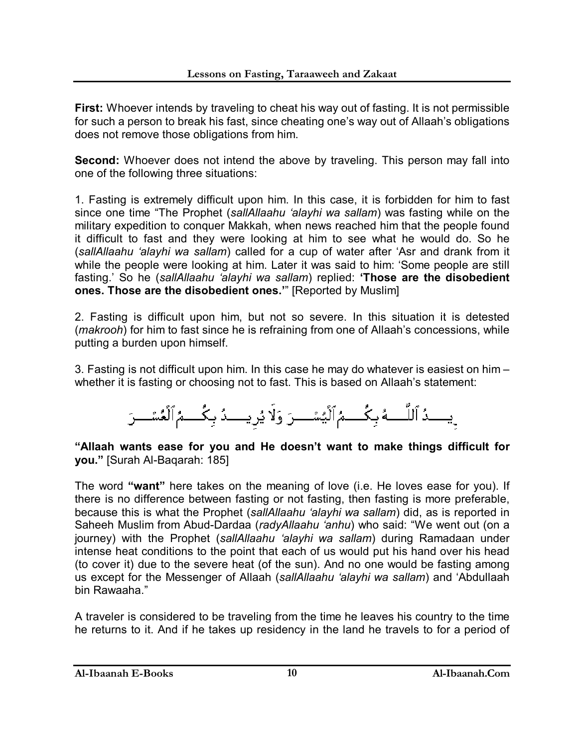**First:** Whoever intends by traveling to cheat his way out of fasting. It is not permissible for such a person to break his fast, since cheating one's way out of Allaah's obligations does not remove those obligations from him.

**Second:** Whoever does not intend the above by traveling. This person may fall into one of the following three situations:

1. Fasting is extremely difficult upon him. In this case, it is forbidden for him to fast since one time "The Prophet (*sallAllaahu 'alayhi wa sallam*) was fasting while on the military expedition to conquer Makkah, when news reached him that the people found it difficult to fast and they were looking at him to see what he would do. So he (*sallAllaahu 'alayhi wa sallam*) called for a cup of water after 'Asr and drank from it while the people were looking at him. Later it was said to him: 'Some people are still fasting.' So he (*sallAllaahu 'alayhi wa sallam*) replied: **'Those are the disobedient ones. Those are the disobedient ones.'**" [Reported by Muslim]

2. Fasting is difficult upon him, but not so severe. In this situation it is detested (*makrooh*) for him to fast since he is refraining from one of Allaah's concessions, while putting a burden upon himself.

3. Fasting is not difficult upon him. In this case he may do whatever is easiest on him – whether it is fasting or choosing not to fast. This is based on Allaah's statement:

يُرِيدُ ٱللَّهُ بِكُمُ ٱلْيُسْرَ وَلَا يُرِيدُ بِكُمُ ٱلْعُسْرَ

**"Allaah wants ease for you and He doesn't want to make things difficult for you."** [Surah Al-Baqarah: 185]

The word **"want"** here takes on the meaning of love (i.e. He loves ease for you). If there is no difference between fasting or not fasting, then fasting is more preferable, because this is what the Prophet (*sallAllaahu 'alayhi wa sallam*) did, as is reported in Saheeh Muslim from Abud-Dardaa (*radyAllaahu 'anhu*) who said: "We went out (on a journey) with the Prophet (*sallAllaahu 'alayhi wa sallam*) during Ramadaan under intense heat conditions to the point that each of us would put his hand over his head (to cover it) due to the severe heat (of the sun). And no one would be fasting among us except for the Messenger of Allaah (*sallAllaahu 'alayhi wa sallam*) and 'Abdullaah bin Rawaaha."

A traveler is considered to be traveling from the time he leaves his country to the time he returns to it. And if he takes up residency in the land he travels to for a period of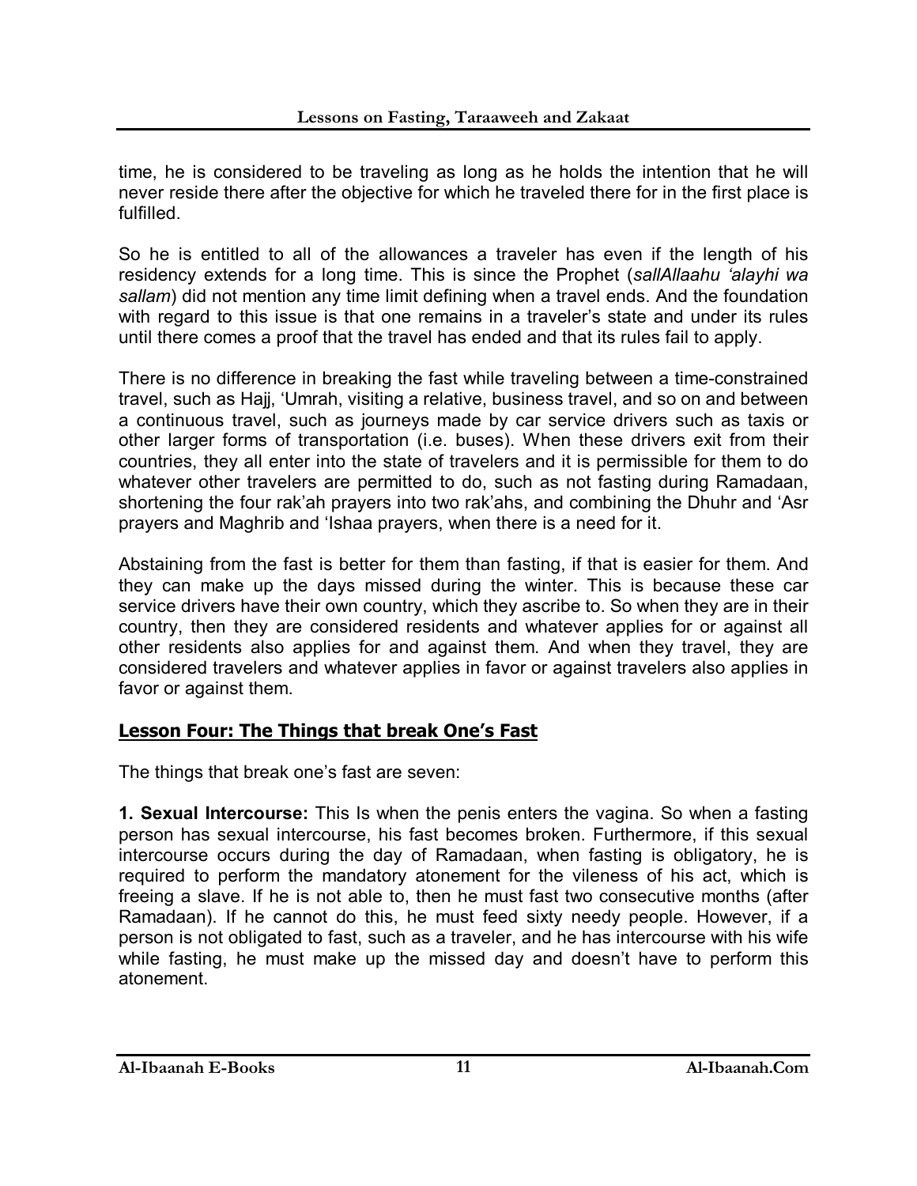time, he is considered to be traveling as long as he holds the intention that he will never reside there after the objective for which he traveled there for in the first place is fulfilled.

So he is entitled to all of the allowances a traveler has even if the length of his residency extends for a long time. This is since the Prophet (*sallAllaahu 'alayhi wa sallam*) did not mention any time limit defining when a travel ends. And the foundation with regard to this issue is that one remains in a traveler's state and under its rules until there comes a proof that the travel has ended and that its rules fail to apply.

There is no difference in breaking the fast while traveling between a time-constrained travel, such as Hajj, 'Umrah, visiting a relative, business travel, and so on and between a continuous travel, such as journeys made by car service drivers such as taxis or other larger forms of transportation (i.e. buses). When these drivers exit from their countries, they all enter into the state of travelers and it is permissible for them to do whatever other travelers are permitted to do, such as not fasting during Ramadaan, shortening the four rak'ah prayers into two rak'ahs, and combining the Dhuhr and 'Asr prayers and Maghrib and 'Ishaa prayers, when there is a need for it.

Abstaining from the fast is better for them than fasting, if that is easier for them. And they can make up the days missed during the winter. This is because these car service drivers have their own country, which they ascribe to. So when they are in their country, then they are considered residents and whatever applies for or against all other residents also applies for and against them. And when they travel, they are considered travelers and whatever applies in favor or against travelers also applies in favor or against them.

## Lesson Four: The Things that break One's Fast

The things that break one's fast are seven:

**1. Sexual Intercourse:** This Is when the penis enters the vagina. So when a fasting person has sexual intercourse, his fast becomes broken. Furthermore, if this sexual intercourse occurs during the day of Ramadaan, when fasting is obligatory, he is required to perform the mandatory atonement for the vileness of his act, which is freeing a slave. If he is not able to, then he must fast two consecutive months (after Ramadaan). If he cannot do this, he must feed sixty needy people. However, if a person is not obligated to fast, such as a traveler, and he has intercourse with his wife while fasting, he must make up the missed day and doesn't have to perform this atonement.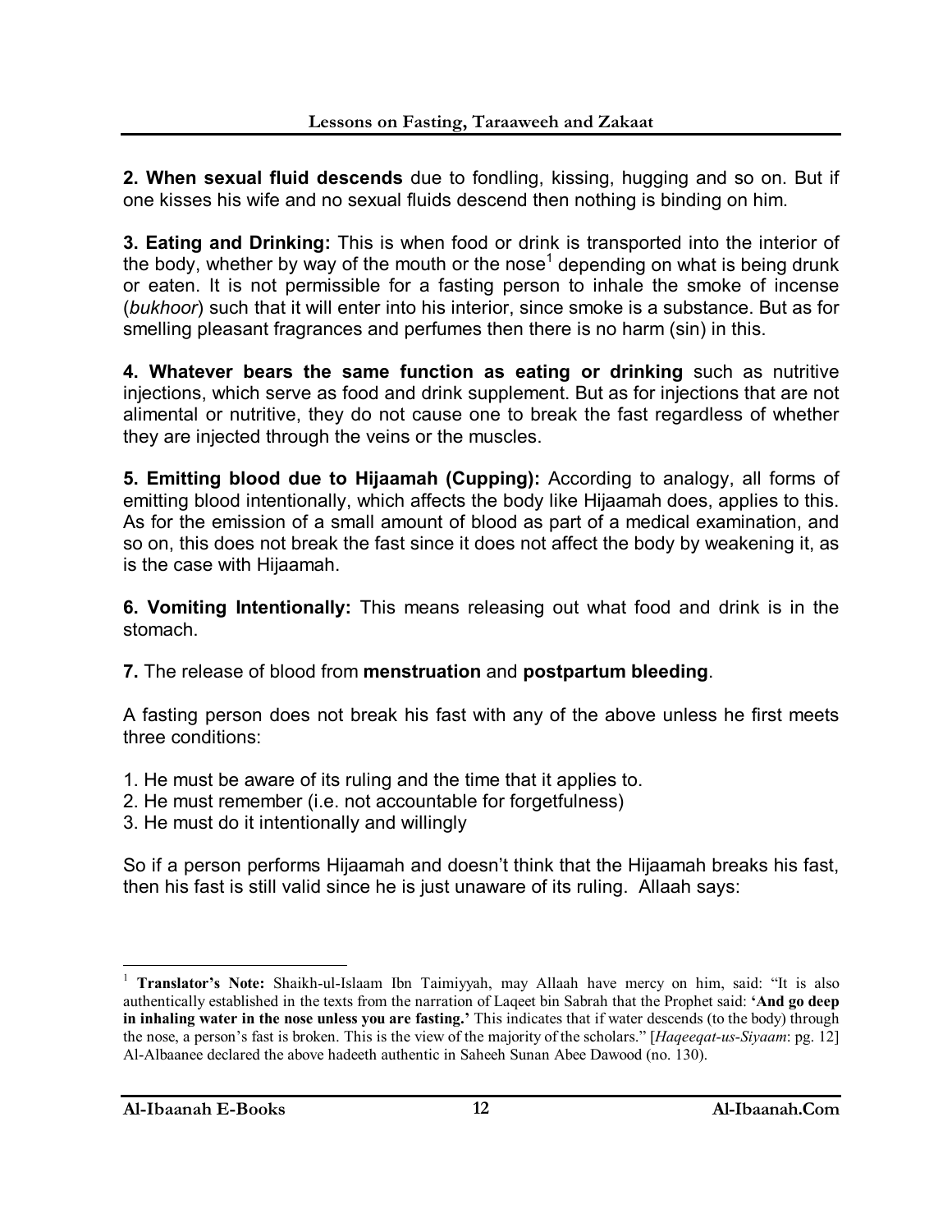**2. When sexual fluid descends** due to fondling, kissing, hugging and so on. But if one kisses his wife and no sexual fluids descend then nothing is binding on him.

**3. Eating and Drinking:** This is when food or drink is transported into the interior of the body, whether by way of the mouth or the nose[1] depending on what is being drunk or eaten. It is not permissible for a fasting person to inhale the smoke of incense (*bukhoor*) such that it will enter into his interior, since smoke is a substance. But as for smelling pleasant fragrances and perfumes then there is no harm (sin) in this.

**4. Whatever bears the same function as eating or drinking** such as nutritive injections, which serve as food and drink supplement. But as for injections that are not alimental or nutritive, they do not cause one to break the fast regardless of whether they are injected through the veins or the muscles.

**5. Emitting blood due to Hijaamah (Cupping):** According to analogy, all forms of emitting blood intentionally, which affects the body like Hijaamah does, applies to this. As for the emission of a small amount of blood as part of a medical examination, and so on, this does not break the fast since it does not affect the body by weakening it, as is the case with Hijaamah.

**6. Vomiting Intentionally:** This means releasing out what food and drink is in the stomach.

**7.** The release of blood from **menstruation** and **postpartum bleeding**.

A fasting person does not break his fast with any of the above unless he first meets three conditions:

1. He must be aware of its ruling and the time that it applies to.
2. He must remember (i.e. not accountable for forgetfulness)
3. He must do it intentionally and willingly

So if a person performs Hijaamah and doesn't think that the Hijaamah breaks his fast, then his fast is still valid since he is just unaware of its ruling. Allaah says:

---

[1] **Translator's Note:** Shaikh-ul-Islaam Ibn Taimiyyah, may Allaah have mercy on him, said: "It is also authentically established in the texts from the narration of Laqeet bin Sabrah that the Prophet said: **'And go deep in inhaling water in the nose unless you are fasting.'** This indicates that if water descends (to the body) through the nose, a person's fast is broken. This is the view of the majority of the scholars." [*Haqeeqat-us-Siyaam*: pg. 12] Al-Albaanee declared the above hadeeth authentic in Saheeh Sunan Abee Dawood (no. 130).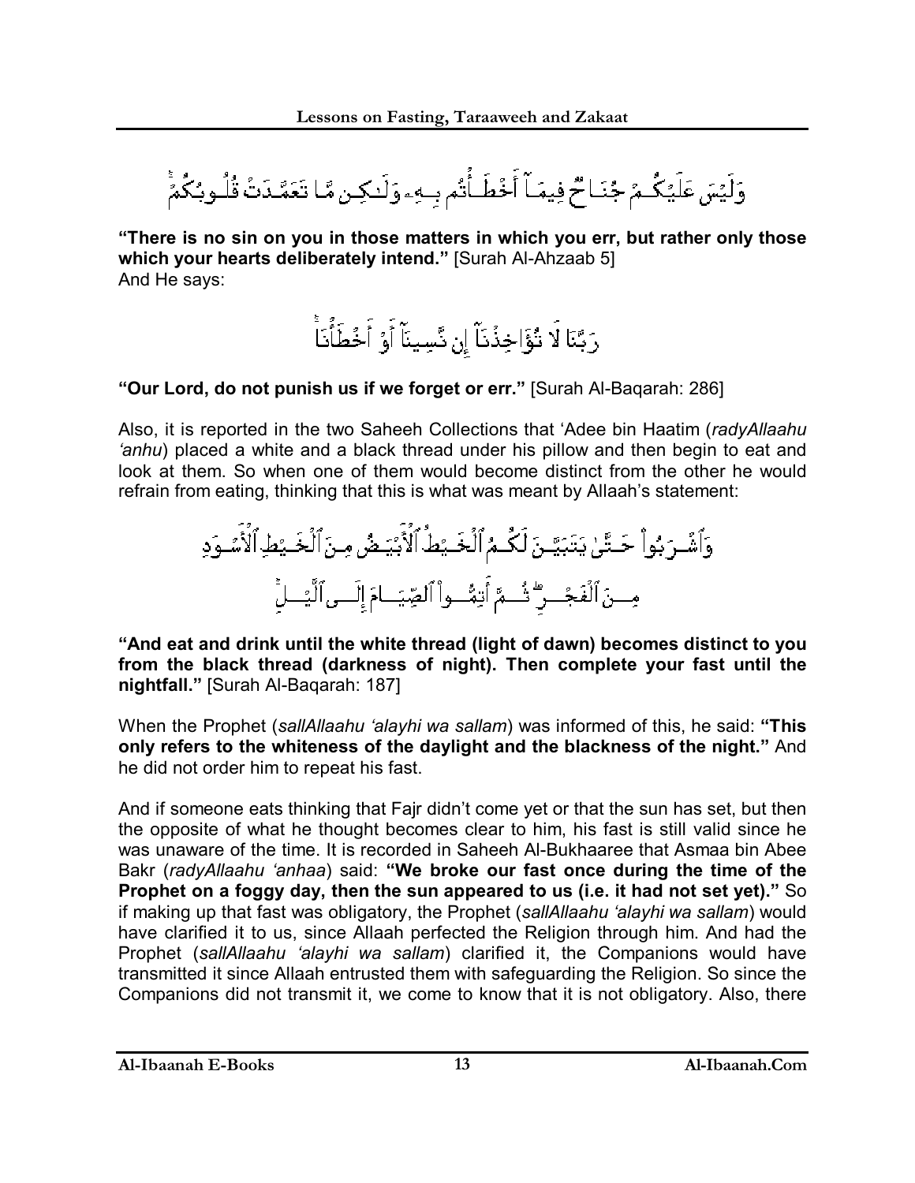وَلَيْسَ عَلَيْكُمْ جُنَاحٌ فِيمَآ أَخْطَأْتُم بِهِۦ وَلَٰكِن مَّا تَعَمَّدَتْ قُلُوبُكُمْ

**"There is no sin on you in those matters in which you err, but rather only those which your hearts deliberately intend."** [Surah Al-Ahzaab 5]
And He says:

رَبَّنَا لَا تُؤَاخِذْنَآ إِن نَّسِينَآ أَوْ أَخْطَأْنَا

**"Our Lord, do not punish us if we forget or err."** [Surah Al-Baqarah: 286]

Also, it is reported in the two Saheeh Collections that 'Adee bin Haatim (*radyAllaahu 'anhu*) placed a white and a black thread under his pillow and then begin to eat and look at them. So when one of them would become distinct from the other he would refrain from eating, thinking that this is what was meant by Allaah's statement:

وَٱشْرَبُواْ حَتَّىٰ يَتَبَيَّنَ لَكُمُ ٱلْخَيْطُ ٱلْأَبْيَضُ مِنَ ٱلْخَيْطِ ٱلْأَسْوَدِ مِنَ ٱلْفَجْرِ ثُمَّ أَتِمُّواْ ٱلصِّيَامَ إِلَى ٱلَّيْلِ

**"And eat and drink until the white thread (light of dawn) becomes distinct to you from the black thread (darkness of night). Then complete your fast until the nightfall."** [Surah Al-Baqarah: 187]

When the Prophet (*sallAllaahu 'alayhi wa sallam*) was informed of this, he said: **"This only refers to the whiteness of the daylight and the blackness of the night."** And he did not order him to repeat his fast.

And if someone eats thinking that Fajr didn't come yet or that the sun has set, but then the opposite of what he thought becomes clear to him, his fast is still valid since he was unaware of the time. It is recorded in Saheeh Al-Bukhaaree that Asmaa bin Abee Bakr (*radyAllaahu 'anhaa*) said: **"We broke our fast once during the time of the Prophet on a foggy day, then the sun appeared to us (i.e. it had not set yet)."** So if making up that fast was obligatory, the Prophet (*sallAllaahu 'alayhi wa sallam*) would have clarified it to us, since Allaah perfected the Religion through him. And had the Prophet (*sallAllaahu 'alayhi wa sallam*) clarified it, the Companions would have transmitted it since Allaah entrusted them with safeguarding the Religion. So since the Companions did not transmit it, we come to know that it is not obligatory. Also, there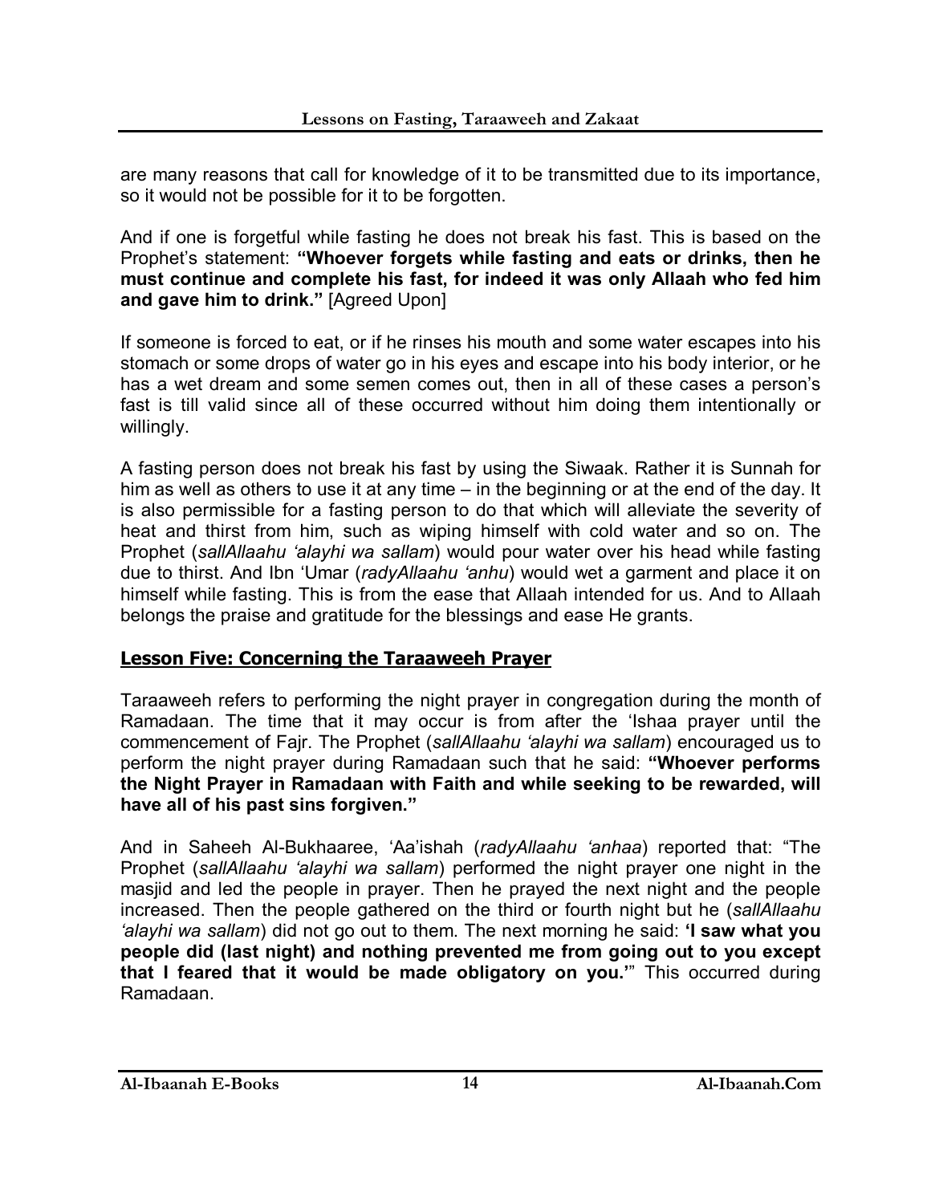are many reasons that call for knowledge of it to be transmitted due to its importance, so it would not be possible for it to be forgotten.

And if one is forgetful while fasting he does not break his fast. This is based on the Prophet's statement: **"Whoever forgets while fasting and eats or drinks, then he must continue and complete his fast, for indeed it was only Allaah who fed him and gave him to drink."** [Agreed Upon]

If someone is forced to eat, or if he rinses his mouth and some water escapes into his stomach or some drops of water go in his eyes and escape into his body interior, or he has a wet dream and some semen comes out, then in all of these cases a person's fast is till valid since all of these occurred without him doing them intentionally or willingly.

A fasting person does not break his fast by using the Siwaak. Rather it is Sunnah for him as well as others to use it at any time – in the beginning or at the end of the day. It is also permissible for a fasting person to do that which will alleviate the severity of heat and thirst from him, such as wiping himself with cold water and so on. The Prophet (*sallAllaahu 'alayhi wa sallam*) would pour water over his head while fasting due to thirst. And Ibn 'Umar (*radyAllaahu 'anhu*) would wet a garment and place it on himself while fasting. This is from the ease that Allaah intended for us. And to Allaah belongs the praise and gratitude for the blessings and ease He grants.

## Lesson Five: Concerning the Taraaweeh Prayer

Taraaweeh refers to performing the night prayer in congregation during the month of Ramadaan. The time that it may occur is from after the 'Ishaa prayer until the commencement of Fajr. The Prophet (*sallAllaahu 'alayhi wa sallam*) encouraged us to perform the night prayer during Ramadaan such that he said: **"Whoever performs the Night Prayer in Ramadaan with Faith and while seeking to be rewarded, will have all of his past sins forgiven."**

And in Saheeh Al-Bukhaaree, 'Aa'ishah (*radyAllaahu 'anhaa*) reported that: "The Prophet (*sallAllaahu 'alayhi wa sallam*) performed the night prayer one night in the masjid and led the people in prayer. Then he prayed the next night and the people increased. Then the people gathered on the third or fourth night but he (*sallAllaahu 'alayhi wa sallam*) did not go out to them. The next morning he said: **'I saw what you people did (last night) and nothing prevented me from going out to you except that I feared that it would be made obligatory on you.'**" This occurred during Ramadaan.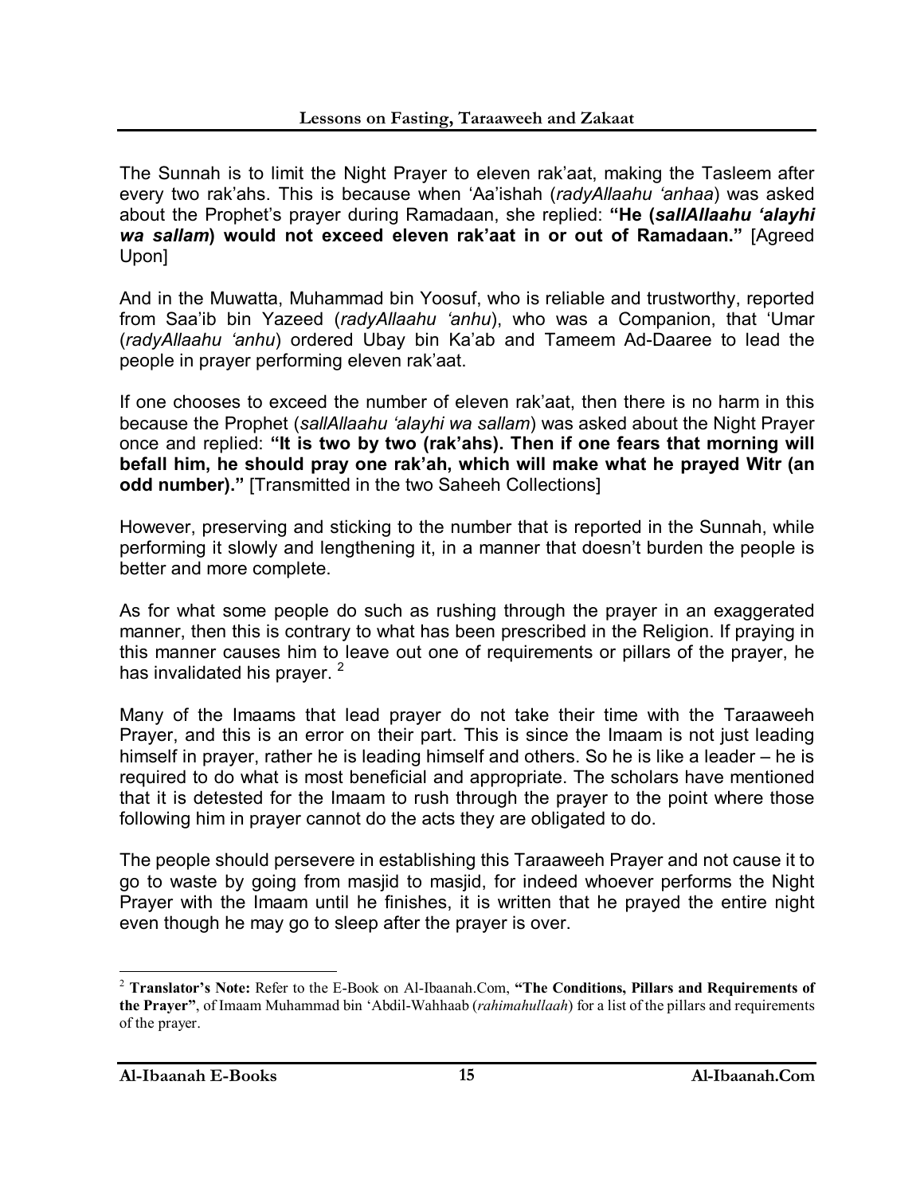The Sunnah is to limit the Night Prayer to eleven rak'aat, making the Tasleem after every two rak'ahs. This is because when 'Aa'ishah (*radyAllaahu 'anhaa*) was asked about the Prophet's prayer during Ramadaan, she replied: **"He (*sallAllaahu 'alayhi wa sallam*) would not exceed eleven rak'aat in or out of Ramadaan."** [Agreed Upon]

And in the Muwatta, Muhammad bin Yoosuf, who is reliable and trustworthy, reported from Saa'ib bin Yazeed (*radyAllaahu 'anhu*), who was a Companion, that 'Umar (*radyAllaahu 'anhu*) ordered Ubay bin Ka'ab and Tameem Ad-Daaree to lead the people in prayer performing eleven rak'aat.

If one chooses to exceed the number of eleven rak'aat, then there is no harm in this because the Prophet (*sallAllaahu 'alayhi wa sallam*) was asked about the Night Prayer once and replied: **"It is two by two (rak'ahs). Then if one fears that morning will befall him, he should pray one rak'ah, which will make what he prayed Witr (an odd number)."** [Transmitted in the two Saheeh Collections]

However, preserving and sticking to the number that is reported in the Sunnah, while performing it slowly and lengthening it, in a manner that doesn't burden the people is better and more complete.

As for what some people do such as rushing through the prayer in an exaggerated manner, then this is contrary to what has been prescribed in the Religion. If praying in this manner causes him to leave out one of requirements or pillars of the prayer, he has invalidated his prayer. [2]

Many of the Imaams that lead prayer do not take their time with the Taraaweeh Prayer, and this is an error on their part. This is since the Imaam is not just leading himself in prayer, rather he is leading himself and others. So he is like a leader – he is required to do what is most beneficial and appropriate. The scholars have mentioned that it is detested for the Imaam to rush through the prayer to the point where those following him in prayer cannot do the acts they are obligated to do.

The people should persevere in establishing this Taraaweeh Prayer and not cause it to go to waste by going from masjid to masjid, for indeed whoever performs the Night Prayer with the Imaam until he finishes, it is written that he prayed the entire night even though he may go to sleep after the prayer is over.

---

[2] **Translator's Note:** Refer to the E-Book on Al-Ibaanah.Com, **"The Conditions, Pillars and Requirements of the Prayer"**, of Imaam Muhammad bin 'Abdil-Wahhaab (*rahimahullaah*) for a list of the pillars and requirements of the prayer.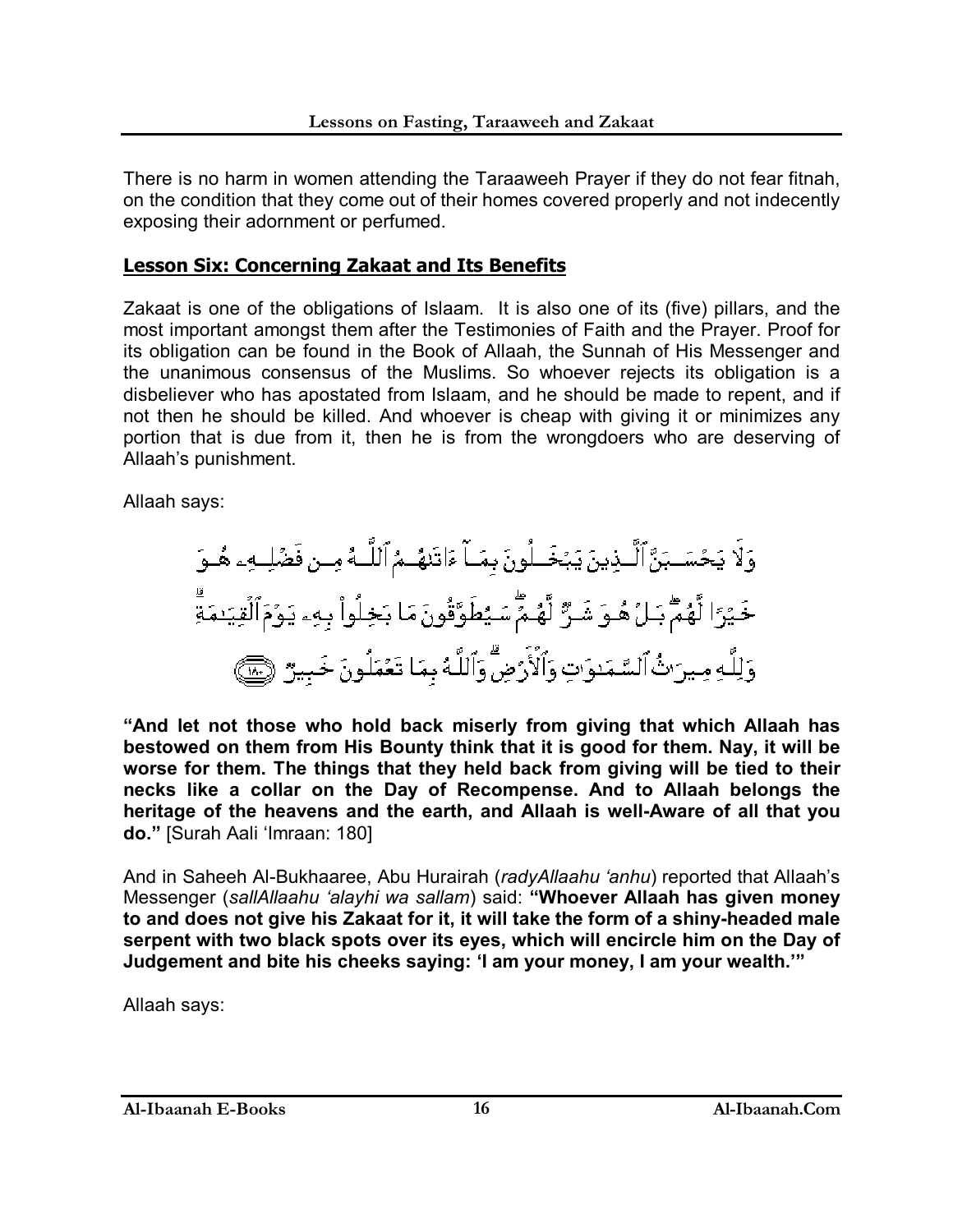There is no harm in women attending the Taraaweeh Prayer if they do not fear fitnah, on the condition that they come out of their homes covered properly and not indecently exposing their adornment or perfumed.

## Lesson Six: Concerning Zakaat and Its Benefits

Zakaat is one of the obligations of Islaam. It is also one of its (five) pillars, and the most important amongst them after the Testimonies of Faith and the Prayer. Proof for its obligation can be found in the Book of Allaah, the Sunnah of His Messenger and the unanimous consensus of the Muslims. So whoever rejects its obligation is a disbeliever who has apostated from Islaam, and he should be made to repent, and if not then he should be killed. And whoever is cheap with giving it or minimizes any portion that is due from it, then he is from the wrongdoers who are deserving of Allaah's punishment.

Allaah says:

وَلَا يَحْسَبَنَّ ٱلَّذِينَ يَبْخَلُونَ بِمَآ ءَاتَىٰهُمُ ٱللَّهُ مِن فَضْلِهِۦ هُوَ خَيْرًا لَّهُم ۖ بَلْ هُوَ شَرٌّ لَّهُمْ ۖ سَيُطَوَّقُونَ مَا بَخِلُوا۟ بِهِۦ يَوْمَ ٱلْقِيَـٰمَةِ ۗ وَلِلَّهِ مِيرَٰثُ ٱلسَّمَـٰوَٰتِ وَٱلْأَرْضِ ۗ وَٱللَّهُ بِمَا تَعْمَلُونَ خَبِيرٌ ﴿١٨٠﴾

**"And let not those who hold back miserly from giving that which Allaah has bestowed on them from His Bounty think that it is good for them. Nay, it will be worse for them. The things that they held back from giving will be tied to their necks like a collar on the Day of Recompense. And to Allaah belongs the heritage of the heavens and the earth, and Allaah is well-Aware of all that you do."** [Surah Aali 'Imraan: 180]

And in Saheeh Al-Bukhaaree, Abu Hurairah (*radyAllaahu 'anhu*) reported that Allaah's Messenger (*sallAllaahu 'alayhi wa sallam*) said: **"Whoever Allaah has given money to and does not give his Zakaat for it, it will take the form of a shiny-headed male serpent with two black spots over its eyes, which will encircle him on the Day of Judgement and bite his cheeks saying: 'I am your money, I am your wealth.'"**

Allaah says: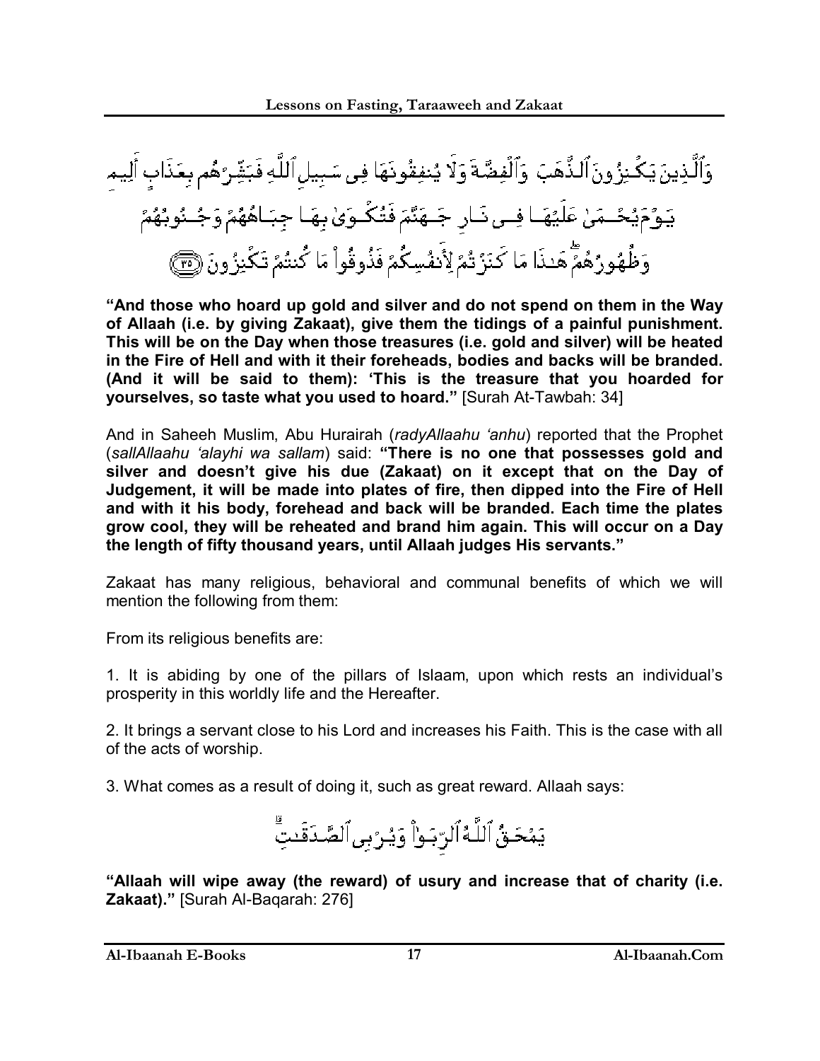وَٱلَّذِينَ يَكۡنِزُونَ ٱلذَّهَبَ وَٱلۡفِضَّةَ وَلَا يُنفِقُونَهَا فِي سَبِيلِ ٱللَّهِ فَبَشِّرۡهُم بِعَذَابٍ أَلِيمٖ يَوۡمَ يُحۡمَىٰ عَلَيۡهَا فِي نَارِ جَهَنَّمَ فَتُكۡوَىٰ بِهَا جِبَاهُهُمۡ وَجُنُوبُهُمۡ وَظُهُورُهُمۡۖ هَٰذَا مَا كَنَزۡتُمۡ لِأَنفُسِكُمۡ فَذُوقُواْ مَا كُنتُمۡ تَكۡنِزُونَ ٣٥

**"And those who hoard up gold and silver and do not spend on them in the Way of Allaah (i.e. by giving Zakaat), give them the tidings of a painful punishment. This will be on the Day when those treasures (i.e. gold and silver) will be heated in the Fire of Hell and with it their foreheads, bodies and backs will be branded. (And it will be said to them): 'This is the treasure that you hoarded for yourselves, so taste what you used to hoard."** [Surah At-Tawbah: 34]

And in Saheeh Muslim, Abu Hurairah (*radyAllaahu 'anhu*) reported that the Prophet (*sallAllaahu 'alayhi wa sallam*) said: **"There is no one that possesses gold and silver and doesn't give his due (Zakaat) on it except that on the Day of Judgement, it will be made into plates of fire, then dipped into the Fire of Hell and with it his body, forehead and back will be branded. Each time the plates grow cool, they will be reheated and brand him again. This will occur on a Day the length of fifty thousand years, until Allaah judges His servants."**

Zakaat has many religious, behavioral and communal benefits of which we will mention the following from them:

From its religious benefits are:

1. It is abiding by one of the pillars of Islaam, upon which rests an individual's prosperity in this worldly life and the Hereafter.

2. It brings a servant close to his Lord and increases his Faith. This is the case with all of the acts of worship.

3. What comes as a result of doing it, such as great reward. Allaah says:

يَمۡحَقُ ٱللَّهُ ٱلرِّبَوٰاْ وَيُرۡبِي ٱلصَّدَقَٰتِۗ

**"Allaah will wipe away (the reward) of usury and increase that of charity (i.e. Zakaat)."** [Surah Al-Baqarah: 276]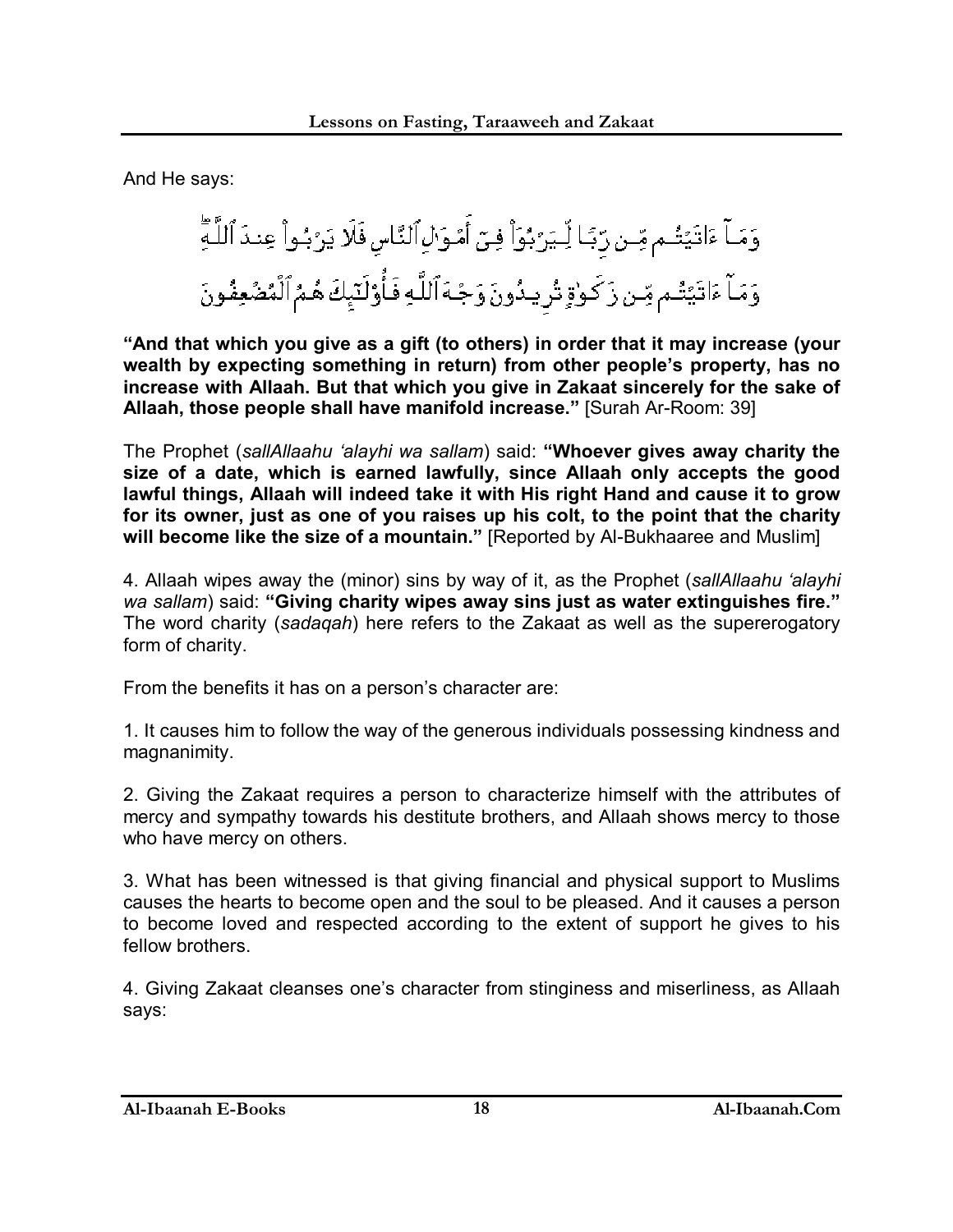And He says:

وَمَآ ءَاتَيْتُم مِّن رِّبًا لِّيَرْبُوَاْ فِىٓ أَمْوَٰلِ ٱلنَّاسِ فَلَا يَرْبُواْ عِندَ ٱللَّهِ ۖ وَمَآ ءَاتَيْتُم مِّن زَكَوٰةٍ تُرِيدُونَ وَجْهَ ٱللَّهِ فَأُوْلَٰٓئِكَ هُمُ ٱلْمُضْعِفُونَ

**"And that which you give as a gift (to others) in order that it may increase (your wealth by expecting something in return) from other people's property, has no increase with Allaah. But that which you give in Zakaat sincerely for the sake of Allaah, those people shall have manifold increase."** [Surah Ar-Room: 39]

The Prophet (*sallAllaahu 'alayhi wa sallam*) said: **"Whoever gives away charity the size of a date, which is earned lawfully, since Allaah only accepts the good lawful things, Allaah will indeed take it with His right Hand and cause it to grow for its owner, just as one of you raises up his colt, to the point that the charity will become like the size of a mountain."** [Reported by Al-Bukhaaree and Muslim]

4. Allaah wipes away the (minor) sins by way of it, as the Prophet (*sallAllaahu 'alayhi wa sallam*) said: **"Giving charity wipes away sins just as water extinguishes fire."** The word charity (*sadaqah*) here refers to the Zakaat as well as the supererogatory form of charity.

From the benefits it has on a person's character are:

1. It causes him to follow the way of the generous individuals possessing kindness and magnanimity.

2. Giving the Zakaat requires a person to characterize himself with the attributes of mercy and sympathy towards his destitute brothers, and Allaah shows mercy to those who have mercy on others.

3. What has been witnessed is that giving financial and physical support to Muslims causes the hearts to become open and the soul to be pleased. And it causes a person to become loved and respected according to the extent of support he gives to his fellow brothers.

4. Giving Zakaat cleanses one's character from stinginess and miserliness, as Allaah says: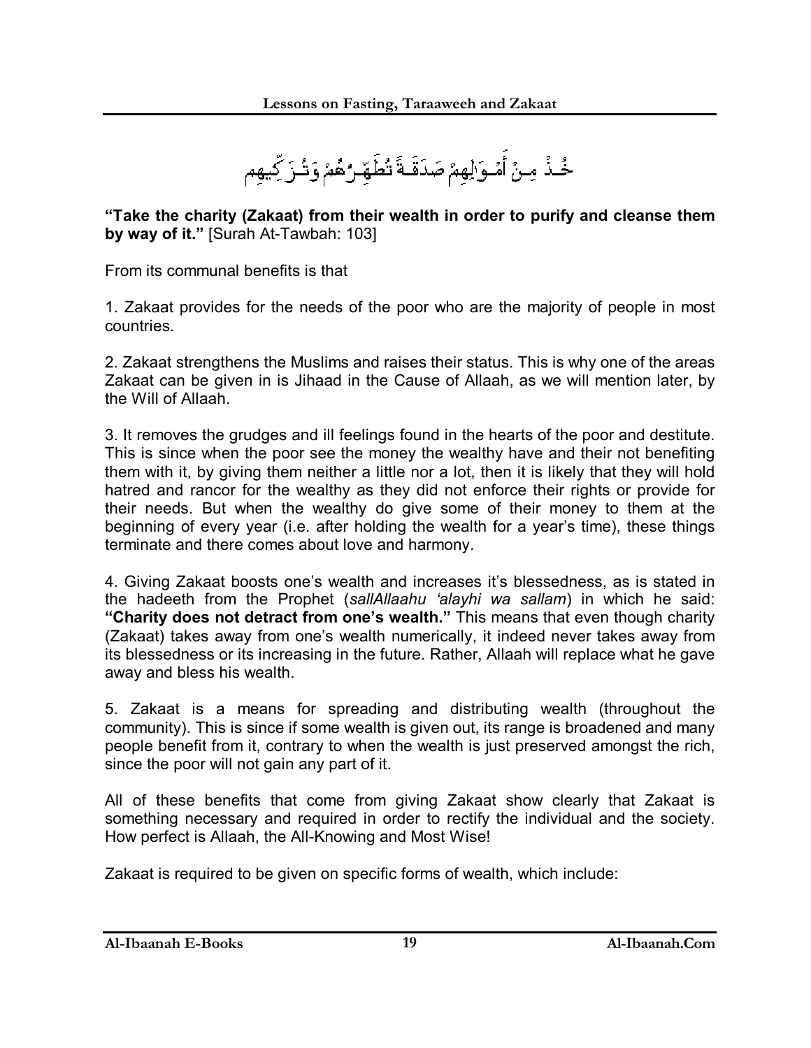خُذْ مِنْ أَمْوَالِهِمْ صَدَقَةً تُطَهِّرُهُمْ وَتُزَكِّيهِم

**"Take the charity (Zakaat) from their wealth in order to purify and cleanse them by way of it."** [Surah At-Tawbah: 103]

From its communal benefits is that

1. Zakaat provides for the needs of the poor who are the majority of people in most countries.

2. Zakaat strengthens the Muslims and raises their status. This is why one of the areas Zakaat can be given in is Jihaad in the Cause of Allaah, as we will mention later, by the Will of Allaah.

3. It removes the grudges and ill feelings found in the hearts of the poor and destitute. This is since when the poor see the money the wealthy have and their not benefiting them with it, by giving them neither a little nor a lot, then it is likely that they will hold hatred and rancor for the wealthy as they did not enforce their rights or provide for their needs. But when the wealthy do give some of their money to them at the beginning of every year (i.e. after holding the wealth for a year's time), these things terminate and there comes about love and harmony.

4. Giving Zakaat boosts one's wealth and increases it's blessedness, as is stated in the hadeeth from the Prophet (*sallAllaahu 'alayhi wa sallam*) in which he said: **"Charity does not detract from one's wealth."** This means that even though charity (Zakaat) takes away from one's wealth numerically, it indeed never takes away from its blessedness or its increasing in the future. Rather, Allaah will replace what he gave away and bless his wealth.

5. Zakaat is a means for spreading and distributing wealth (throughout the community). This is since if some wealth is given out, its range is broadened and many people benefit from it, contrary to when the wealth is just preserved amongst the rich, since the poor will not gain any part of it.

All of these benefits that come from giving Zakaat show clearly that Zakaat is something necessary and required in order to rectify the individual and the society. How perfect is Allaah, the All-Knowing and Most Wise!

Zakaat is required to be given on specific forms of wealth, which include: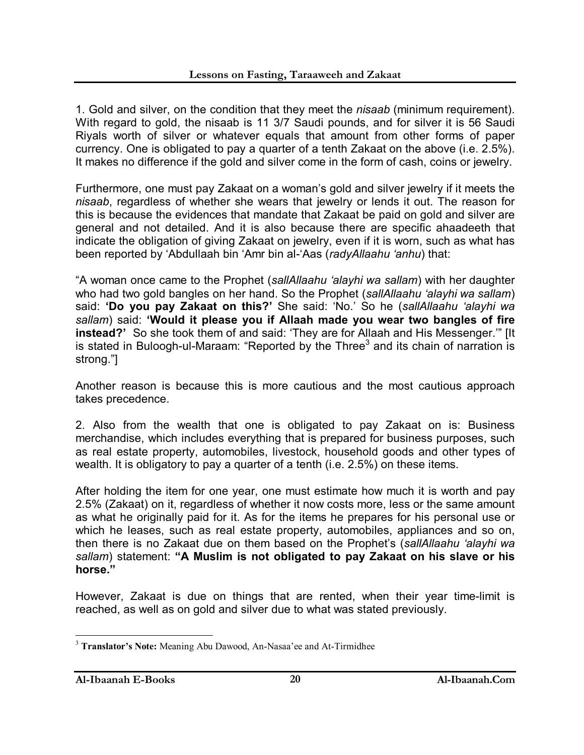1. Gold and silver, on the condition that they meet the *nisaab* (minimum requirement). With regard to gold, the nisaab is 11 3/7 Saudi pounds, and for silver it is 56 Saudi Riyals worth of silver or whatever equals that amount from other forms of paper currency. One is obligated to pay a quarter of a tenth Zakaat on the above (i.e. 2.5%). It makes no difference if the gold and silver come in the form of cash, coins or jewelry.

Furthermore, one must pay Zakaat on a woman's gold and silver jewelry if it meets the *nisaab*, regardless of whether she wears that jewelry or lends it out. The reason for this is because the evidences that mandate that Zakaat be paid on gold and silver are general and not detailed. And it is also because there are specific ahaadeeth that indicate the obligation of giving Zakaat on jewelry, even if it is worn, such as what has been reported by 'Abdullaah bin 'Amr bin al-'Aas (*radyAllaahu 'anhu*) that:

"A woman once came to the Prophet (*sallAllaahu 'alayhi wa sallam*) with her daughter who had two gold bangles on her hand. So the Prophet (*sallAllaahu 'alayhi wa sallam*) said: **'Do you pay Zakaat on this?'** She said: 'No.' So he (*sallAllaahu 'alayhi wa sallam*) said: **'Would it please you if Allaah made you wear two bangles of fire instead?'** So she took them of and said: 'They are for Allaah and His Messenger.'" [It is stated in Buloogh-ul-Maraam: "Reported by the Three[3] and its chain of narration is strong."]

Another reason is because this is more cautious and the most cautious approach takes precedence.

2. Also from the wealth that one is obligated to pay Zakaat on is: Business merchandise, which includes everything that is prepared for business purposes, such as real estate property, automobiles, livestock, household goods and other types of wealth. It is obligatory to pay a quarter of a tenth (i.e. 2.5%) on these items.

After holding the item for one year, one must estimate how much it is worth and pay 2.5% (Zakaat) on it, regardless of whether it now costs more, less or the same amount as what he originally paid for it. As for the items he prepares for his personal use or which he leases, such as real estate property, automobiles, appliances and so on, then there is no Zakaat due on them based on the Prophet's (*sallAllaahu 'alayhi wa sallam*) statement: **"A Muslim is not obligated to pay Zakaat on his slave or his horse."**

However, Zakaat is due on things that are rented, when their year time-limit is reached, as well as on gold and silver due to what was stated previously.

---

[3] **Translator's Note:** Meaning Abu Dawood, An-Nasaa'ee and At-Tirmidhee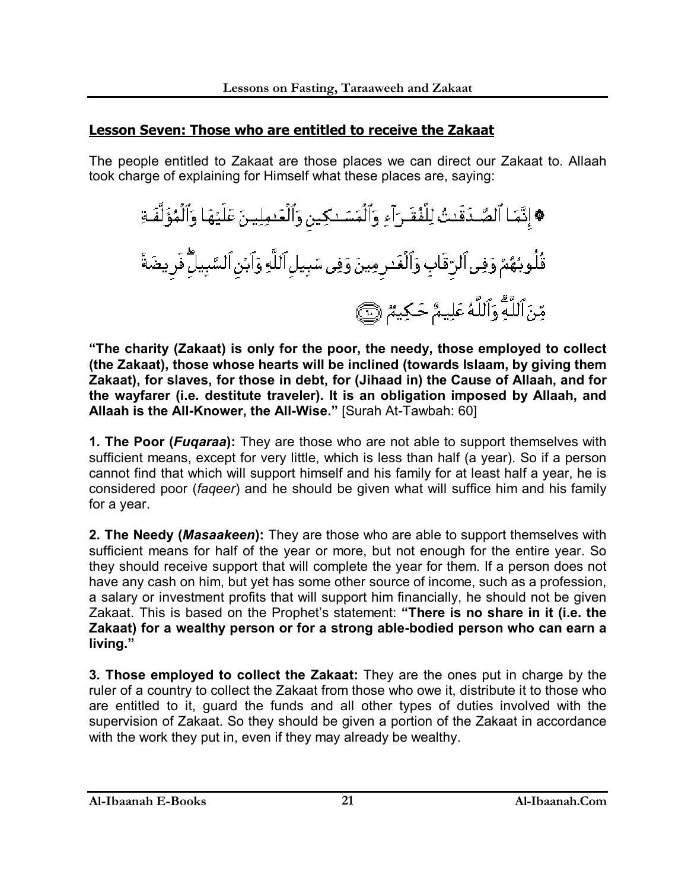## Lesson Seven: Those who are entitled to receive the Zakaat

The people entitled to Zakaat are those places we can direct our Zakaat to. Allaah took charge of explaining for Himself what these places are, saying:

﴿ إِنَّمَا ٱلصَّدَقَٰتُ لِلْفُقَرَآءِ وَٱلْمَسَٰكِينِ وَٱلْعَٰمِلِينَ عَلَيْهَا وَٱلْمُؤَلَّفَةِ قُلُوبُهُمْ وَفِى ٱلرِّقَابِ وَٱلْغَٰرِمِينَ وَفِى سَبِيلِ ٱللَّهِ وَٱبْنِ ٱلسَّبِيلِ ۖ فَرِيضَةً مِّنَ ٱللَّهِ ۗ وَٱللَّهُ عَلِيمٌ حَكِيمٌ ﴿٦٠﴾

**"The charity (Zakaat) is only for the poor, the needy, those employed to collect (the Zakaat), those whose hearts will be inclined (towards Islaam, by giving them Zakaat), for slaves, for those in debt, for (Jihaad in) the Cause of Allaah, and for the wayfarer (i.e. destitute traveler). It is an obligation imposed by Allaah, and Allaah is the All-Knower, the All-Wise."** [Surah At-Tawbah: 60]

**1. The Poor (*Fuqaraa*):** They are those who are not able to support themselves with sufficient means, except for very little, which is less than half (a year). So if a person cannot find that which will support himself and his family for at least half a year, he is considered poor (*faqeer*) and he should be given what will suffice him and his family for a year.

**2. The Needy (*Masaakeen*):** They are those who are able to support themselves with sufficient means for half of the year or more, but not enough for the entire year. So they should receive support that will complete the year for them. If a person does not have any cash on him, but yet has some other source of income, such as a profession, a salary or investment profits that will support him financially, he should not be given Zakaat. This is based on the Prophet's statement: **"There is no share in it (i.e. the Zakaat) for a wealthy person or for a strong able-bodied person who can earn a living."**

**3. Those employed to collect the Zakaat:** They are the ones put in charge by the ruler of a country to collect the Zakaat from those who owe it, distribute it to those who are entitled to it, guard the funds and all other types of duties involved with the supervision of Zakaat. So they should be given a portion of the Zakaat in accordance with the work they put in, even if they may already be wealthy.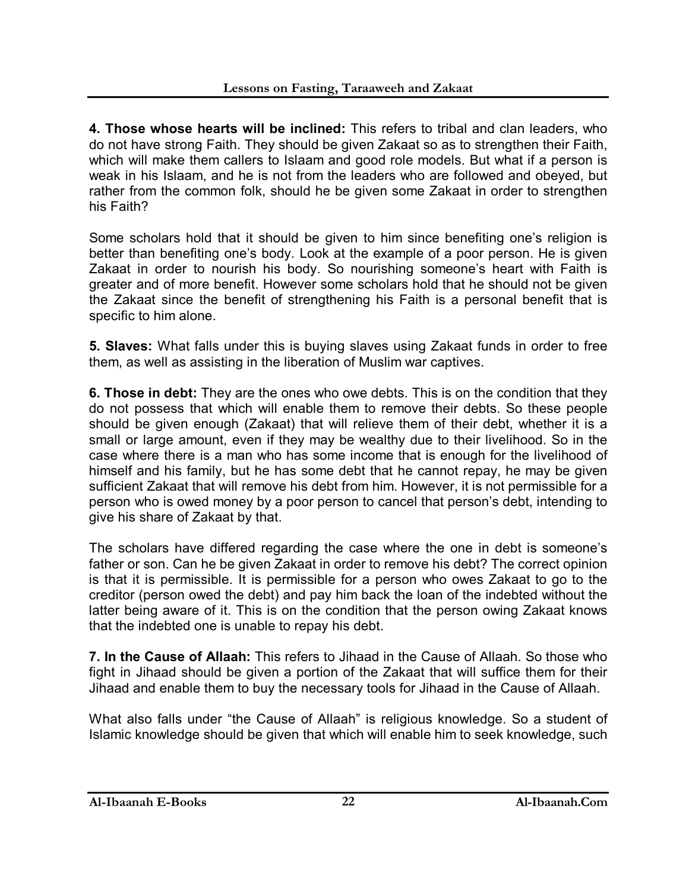**4. Those whose hearts will be inclined:** This refers to tribal and clan leaders, who do not have strong Faith. They should be given Zakaat so as to strengthen their Faith, which will make them callers to Islaam and good role models. But what if a person is weak in his Islaam, and he is not from the leaders who are followed and obeyed, but rather from the common folk, should he be given some Zakaat in order to strengthen his Faith?

Some scholars hold that it should be given to him since benefiting one's religion is better than benefiting one's body. Look at the example of a poor person. He is given Zakaat in order to nourish his body. So nourishing someone's heart with Faith is greater and of more benefit. However some scholars hold that he should not be given the Zakaat since the benefit of strengthening his Faith is a personal benefit that is specific to him alone.

**5. Slaves:** What falls under this is buying slaves using Zakaat funds in order to free them, as well as assisting in the liberation of Muslim war captives.

**6. Those in debt:** They are the ones who owe debts. This is on the condition that they do not possess that which will enable them to remove their debts. So these people should be given enough (Zakaat) that will relieve them of their debt, whether it is a small or large amount, even if they may be wealthy due to their livelihood. So in the case where there is a man who has some income that is enough for the livelihood of himself and his family, but he has some debt that he cannot repay, he may be given sufficient Zakaat that will remove his debt from him. However, it is not permissible for a person who is owed money by a poor person to cancel that person's debt, intending to give his share of Zakaat by that.

The scholars have differed regarding the case where the one in debt is someone's father or son. Can he be given Zakaat in order to remove his debt? The correct opinion is that it is permissible. It is permissible for a person who owes Zakaat to go to the creditor (person owed the debt) and pay him back the loan of the indebted without the latter being aware of it. This is on the condition that the person owing Zakaat knows that the indebted one is unable to repay his debt.

**7. In the Cause of Allaah:** This refers to Jihaad in the Cause of Allaah. So those who fight in Jihaad should be given a portion of the Zakaat that will suffice them for their Jihaad and enable them to buy the necessary tools for Jihaad in the Cause of Allaah.

What also falls under "the Cause of Allaah" is religious knowledge. So a student of Islamic knowledge should be given that which will enable him to seek knowledge, such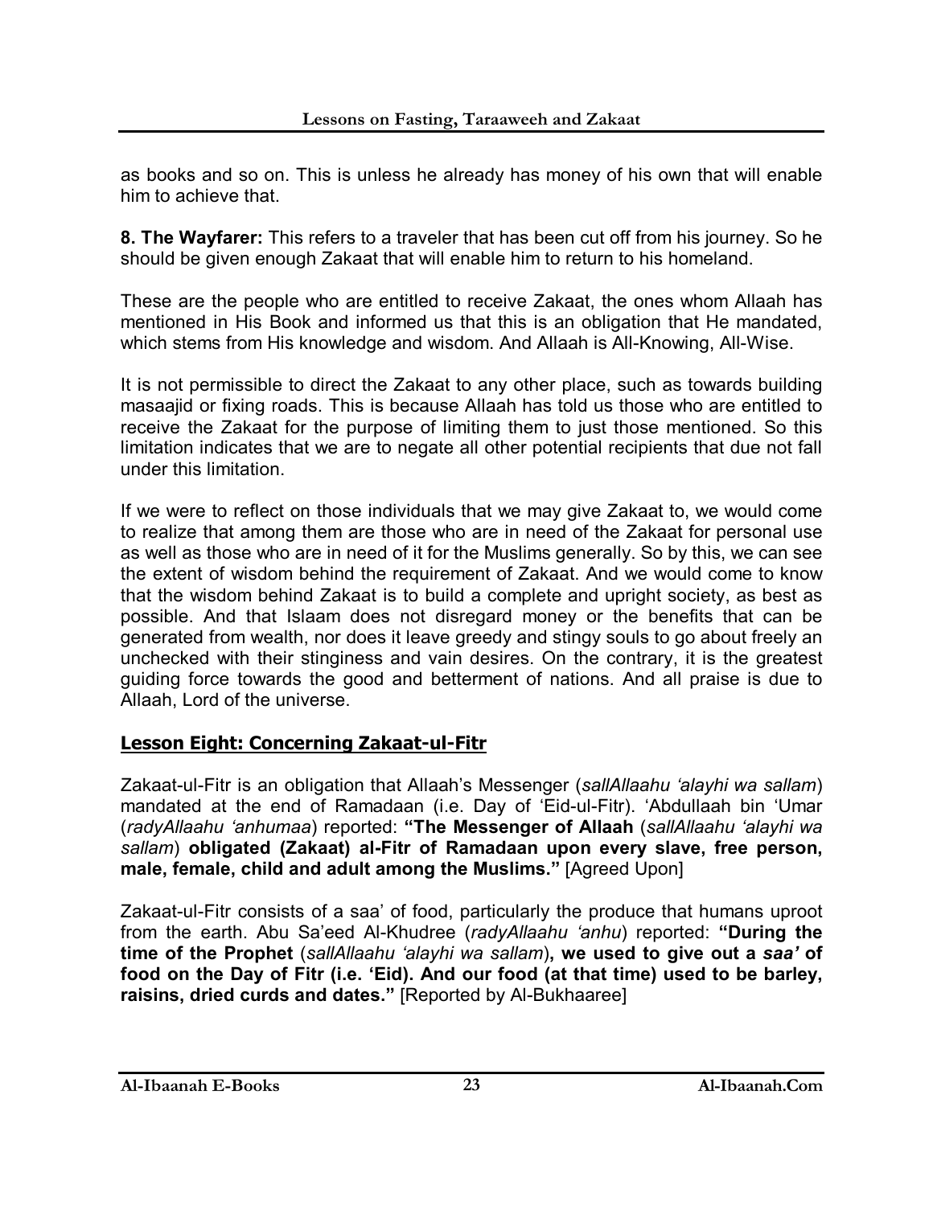as books and so on. This is unless he already has money of his own that will enable him to achieve that.

**8. The Wayfarer:** This refers to a traveler that has been cut off from his journey. So he should be given enough Zakaat that will enable him to return to his homeland.

These are the people who are entitled to receive Zakaat, the ones whom Allaah has mentioned in His Book and informed us that this is an obligation that He mandated, which stems from His knowledge and wisdom. And Allaah is All-Knowing, All-Wise.

It is not permissible to direct the Zakaat to any other place, such as towards building masaajid or fixing roads. This is because Allaah has told us those who are entitled to receive the Zakaat for the purpose of limiting them to just those mentioned. So this limitation indicates that we are to negate all other potential recipients that due not fall under this limitation.

If we were to reflect on those individuals that we may give Zakaat to, we would come to realize that among them are those who are in need of the Zakaat for personal use as well as those who are in need of it for the Muslims generally. So by this, we can see the extent of wisdom behind the requirement of Zakaat. And we would come to know that the wisdom behind Zakaat is to build a complete and upright society, as best as possible. And that Islaam does not disregard money or the benefits that can be generated from wealth, nor does it leave greedy and stingy souls to go about freely an unchecked with their stinginess and vain desires. On the contrary, it is the greatest guiding force towards the good and betterment of nations. And all praise is due to Allaah, Lord of the universe.

## Lesson Eight: Concerning Zakaat-ul-Fitr

Zakaat-ul-Fitr is an obligation that Allaah's Messenger (*sallAllaahu 'alayhi wa sallam*) mandated at the end of Ramadaan (i.e. Day of 'Eid-ul-Fitr). 'Abdullaah bin 'Umar (*radyAllaahu 'anhumaa*) reported: **"The Messenger of Allaah** (*sallAllaahu 'alayhi wa sallam*) **obligated (Zakaat) al-Fitr of Ramadaan upon every slave, free person, male, female, child and adult among the Muslims."** [Agreed Upon]

Zakaat-ul-Fitr consists of a saa' of food, particularly the produce that humans uproot from the earth. Abu Sa'eed Al-Khudree (*radyAllaahu 'anhu*) reported: **"During the time of the Prophet** (*sallAllaahu 'alayhi wa sallam*)**, we used to give out a *saa'* of food on the Day of Fitr (i.e. 'Eid). And our food (at that time) used to be barley, raisins, dried curds and dates."** [Reported by Al-Bukhaaree]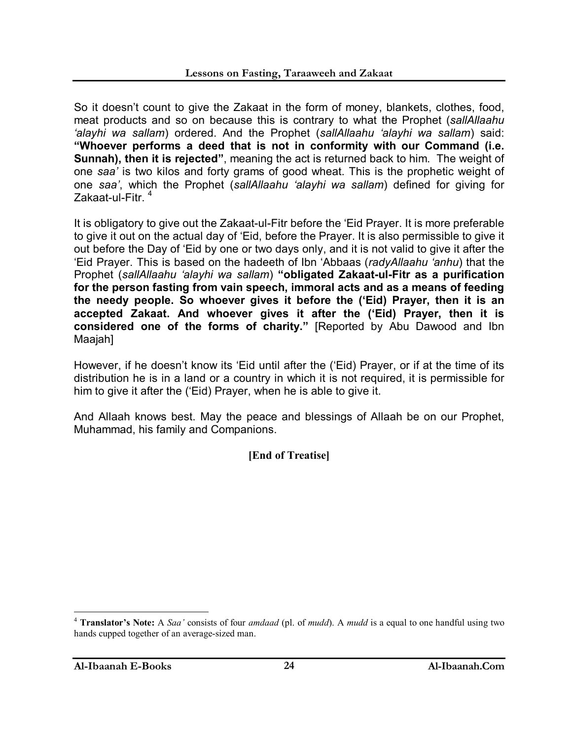So it doesn't count to give the Zakaat in the form of money, blankets, clothes, food, meat products and so on because this is contrary to what the Prophet (*sallAllaahu 'alayhi wa sallam*) ordered. And the Prophet (*sallAllaahu 'alayhi wa sallam*) said: **"Whoever performs a deed that is not in conformity with our Command (i.e. Sunnah), then it is rejected"**, meaning the act is returned back to him. The weight of one *saa'* is two kilos and forty grams of good wheat. This is the prophetic weight of one *saa'*, which the Prophet (*sallAllaahu 'alayhi wa sallam*) defined for giving for Zakaat-ul-Fitr. [4]

It is obligatory to give out the Zakaat-ul-Fitr before the 'Eid Prayer. It is more preferable to give it out on the actual day of 'Eid, before the Prayer. It is also permissible to give it out before the Day of 'Eid by one or two days only, and it is not valid to give it after the 'Eid Prayer. This is based on the hadeeth of Ibn 'Abbaas (*radyAllaahu 'anhu*) that the Prophet (*sallAllaahu 'alayhi wa sallam*) **"obligated Zakaat-ul-Fitr as a purification for the person fasting from vain speech, immoral acts and as a means of feeding the needy people. So whoever gives it before the ('Eid) Prayer, then it is an accepted Zakaat. And whoever gives it after the ('Eid) Prayer, then it is considered one of the forms of charity."** [Reported by Abu Dawood and Ibn Maajah]

However, if he doesn't know its 'Eid until after the ('Eid) Prayer, or if at the time of its distribution he is in a land or a country in which it is not required, it is permissible for him to give it after the ('Eid) Prayer, when he is able to give it.

And Allaah knows best. May the peace and blessings of Allaah be on our Prophet, Muhammad, his family and Companions.

**[End of Treatise]**

---

[4] **Translator's Note:** A *Saa'* consists of four *amdaad* (pl. of *mudd*). A *mudd* is a equal to one handful using two hands cupped together of an average-sized man.